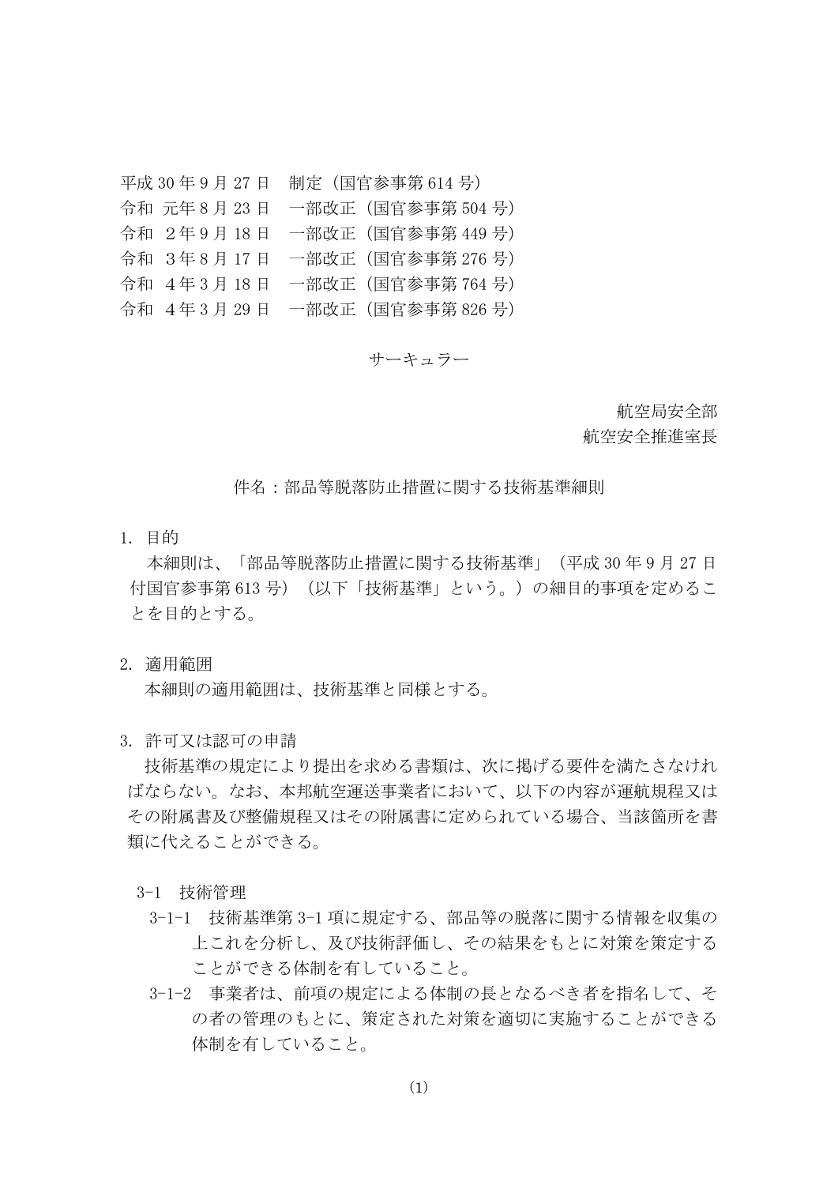平成 30 年 9 月 27 日　制定（国官参事第 614 号）
令和 元年 8 月 23 日　一部改正（国官参事第 504 号）
令和 2 年 9 月 18 日　一部改正（国官参事第 449 号）
令和 3 年 8 月 17 日　一部改正（国官参事第 276 号）
令和 4 年 3 月 18 日　一部改正（国官参事第 764 号）
令和 4 年 3 月 29 日　一部改正（国官参事第 826 号）

サーキュラー

航空局安全部
航空安全推進室長

件名：部品等脱落防止措置に関する技術基準細則

1. 目的

本細則は、「部品等脱落防止措置に関する技術基準」（平成 30 年 9 月 27 日付国官参事第 613 号）（以下「技術基準」という。）の細目的事項を定めることを目的とする。

2. 適用範囲

本細則の適用範囲は、技術基準と同様とする。

3. 許可又は認可の申請

技術基準の規定により提出を求める書類は、次に掲げる要件を満たさなければならない。なお、本邦航空運送事業者において、以下の内容が運航規程又はその附属書及び整備規程又はその附属書に定められている場合、当該箇所を書類に代えることができる。

3-1　技術管理

3-1-1　技術基準第 3-1 項に規定する、部品等の脱落に関する情報を収集の上これを分析し、及び技術評価し、その結果をもとに対策を策定することができる体制を有していること。

3-1-2　事業者は、前項の規定による体制の長となるべき者を指名して、その者の管理のもとに、策定された対策を適切に実施することができる体制を有していること。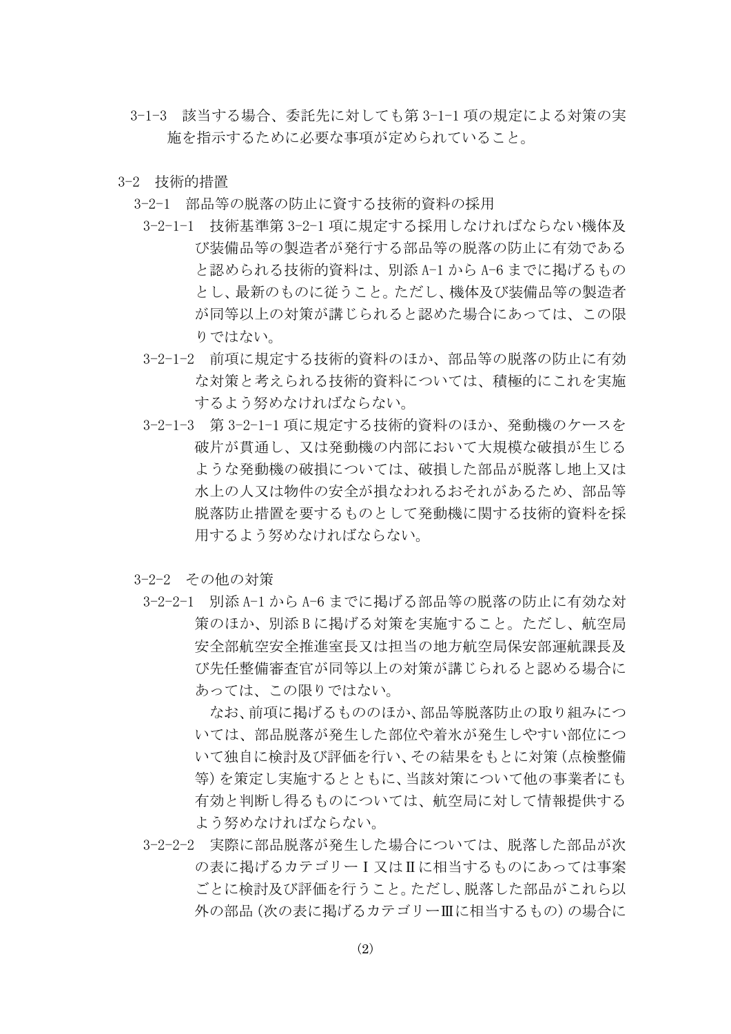3-1-3　該当する場合、委託先に対しても第 3-1-1 項の規定による対策の実施を指示するために必要な事項が定められていること。

3-2　技術的措置

3-2-1　部品等の脱落の防止に資する技術的資料の採用

3-2-1-1　技術基準第 3-2-1 項に規定する採用しなければならない機体及び装備品等の製造者が発行する部品等の脱落の防止に有効であると認められる技術的資料は、別添 A-1 から A-6 までに掲げるものとし、最新のものに従うこと。ただし、機体及び装備品等の製造者が同等以上の対策が講じられると認めた場合にあっては、この限りではない。

3-2-1-2　前項に規定する技術的資料のほか、部品等の脱落の防止に有効な対策と考えられる技術的資料については、積極的にこれを実施するよう努めなければならない。

3-2-1-3　第 3-2-1-1 項に規定する技術的資料のほか、発動機のケースを破片が貫通し、又は発動機の内部において大規模な破損が生じるような発動機の破損については、破損した部品が脱落し地上又は水上の人又は物件の安全が損なわれるおそれがあるため、部品等脱落防止措置を要するものとして発動機に関する技術的資料を採用するよう努めなければならない。

3-2-2　その他の対策

3-2-2-1　別添 A-1 から A-6 までに掲げる部品等の脱落の防止に有効な対策のほか、別添 B に掲げる対策を実施すること。ただし、航空局安全部航空安全推進室長又は担当の地方航空局保安部運航課長及び先任整備審査官が同等以上の対策が講じられると認める場合にあっては、この限りではない。

　なお、前項に掲げるもののほか、部品等脱落防止の取り組みについては、部品脱落が発生した部位や着氷が発生しやすい部位について独自に検討及び評価を行い、その結果をもとに対策（点検整備等）を策定し実施するとともに、当該対策について他の事業者にも有効と判断し得るものについては、航空局に対して情報提供するよう努めなければならない。

3-2-2-2　実際に部品脱落が発生した場合については、脱落した部品が次の表に掲げるカテゴリーⅠ又はⅡに相当するものにあっては事案ごとに検討及び評価を行うこと。ただし、脱落した部品がこれら以外の部品（次の表に掲げるカテゴリーⅢに相当するもの）の場合に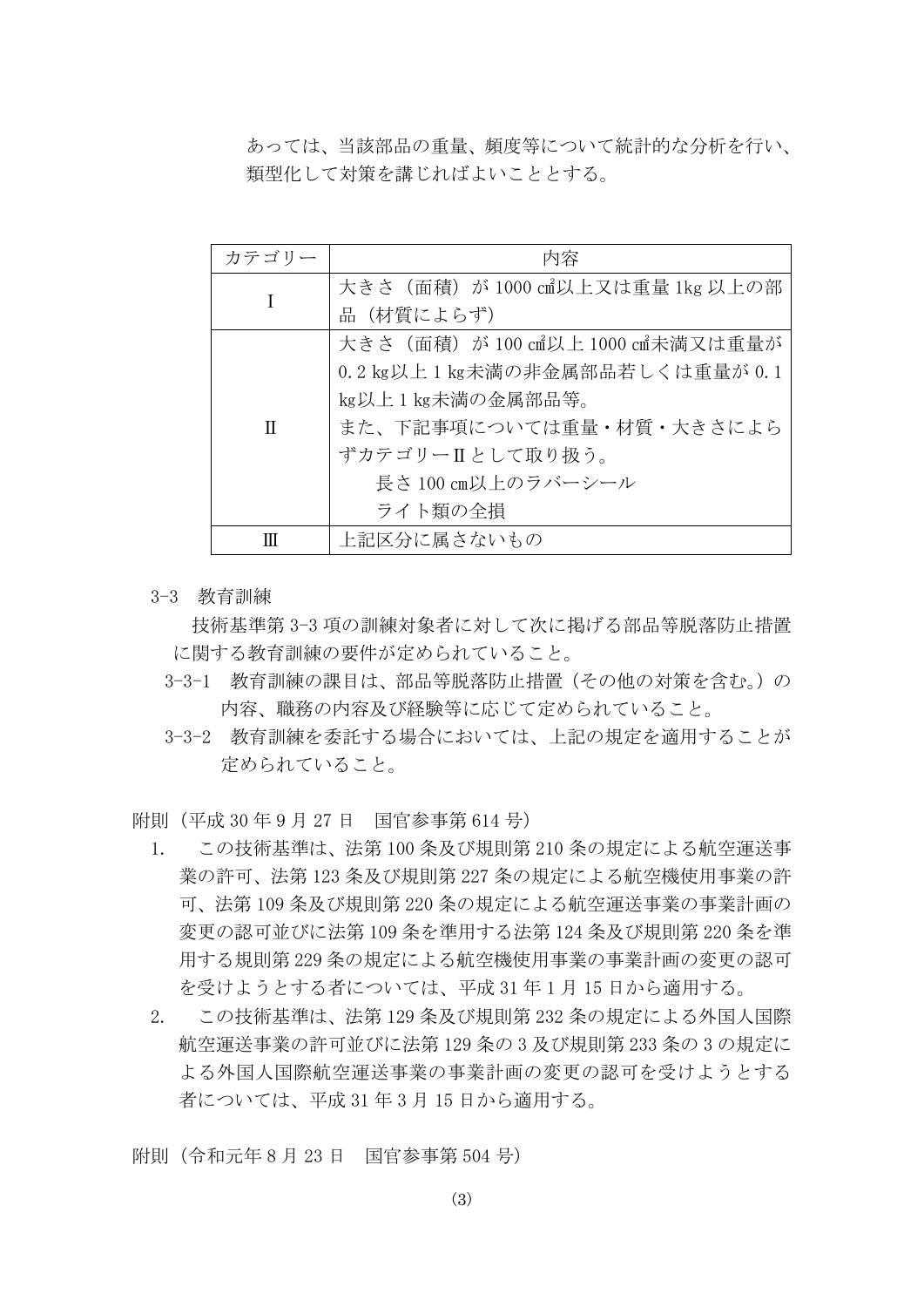あっては、当該部品の重量、頻度等について統計的な分析を行い、類型化して対策を講じればよいこととする。

| カテゴリー | 内容 |
| --- | --- |
| Ⅰ | 大きさ（面積）が 1000 ㎠以上又は重量 1kg 以上の部品（材質によらず） |
| Ⅱ | 大きさ（面積）が 100 ㎠以上 1000 ㎠未満又は重量が 0.2 kg以上 1 kg未満の非金属部品若しくは重量が 0.1 kg以上 1 kg未満の金属部品等。<br>また、下記事項については重量・材質・大きさによらずカテゴリーⅡとして取り扱う。<br>長さ 100 ㎝以上のラバーシール<br>ライト類の全損 |
| Ⅲ | 上記区分に属さないもの |

3-3　教育訓練

技術基準第 3-3 項の訓練対象者に対して次に掲げる部品等脱落防止措置に関する教育訓練の要件が定められていること。

3-3-1　教育訓練の課目は、部品等脱落防止措置（その他の対策を含む。）の内容、職務の内容及び経験等に応じて定められていること。

3-3-2　教育訓練を委託する場合においては、上記の規定を適用することが定められていること。

附則（平成 30 年 9 月 27 日　国官参事第 614 号）

1.　この技術基準は、法第 100 条及び規則第 210 条の規定による航空運送事業の許可、法第 123 条及び規則第 227 条の規定による航空機使用事業の許可、法第 109 条及び規則第 220 条の規定による航空運送事業の事業計画の変更の認可並びに法第 109 条を準用する法第 124 条及び規則第 220 条を準用する規則第 229 条の規定による航空機使用事業の事業計画の変更の認可を受けようとする者については、平成 31 年 1 月 15 日から適用する。

2.　この技術基準は、法第 129 条及び規則第 232 条の規定による外国人国際航空運送事業の許可並びに法第 129 条の 3 及び規則第 233 条の 3 の規定による外国人国際航空運送事業の事業計画の変更の認可を受けようとする者については、平成 31 年 3 月 15 日から適用する。

附則（令和元年 8 月 23 日　国官参事第 504 号）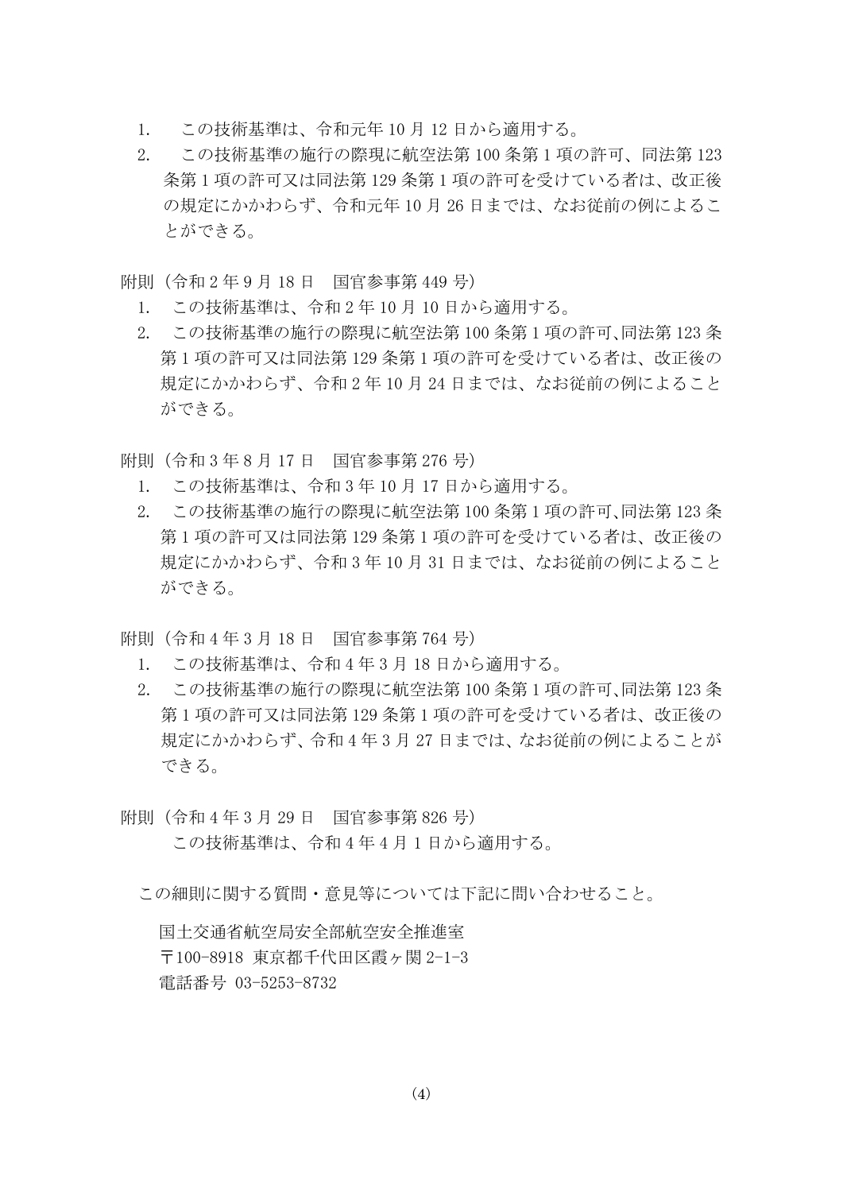1. この技術基準は、令和元年 10 月 12 日から適用する。
2. この技術基準の施行の際現に航空法第 100 条第 1 項の許可、同法第 123 条第 1 項の許可又は同法第 129 条第 1 項の許可を受けている者は、改正後の規定にかかわらず、令和元年 10 月 26 日までは、なお従前の例によることができる。

附則（令和 2 年 9 月 18 日　国官参事第 449 号）

1. この技術基準は、令和 2 年 10 月 10 日から適用する。
2. この技術基準の施行の際現に航空法第 100 条第 1 項の許可、同法第 123 条第 1 項の許可又は同法第 129 条第 1 項の許可を受けている者は、改正後の規定にかかわらず、令和 2 年 10 月 24 日までは、なお従前の例によることができる。

附則（令和 3 年 8 月 17 日　国官参事第 276 号）

1. この技術基準は、令和 3 年 10 月 17 日から適用する。
2. この技術基準の施行の際現に航空法第 100 条第 1 項の許可、同法第 123 条第 1 項の許可又は同法第 129 条第 1 項の許可を受けている者は、改正後の規定にかかわらず、令和 3 年 10 月 31 日までは、なお従前の例によることができる。

附則（令和 4 年 3 月 18 日　国官参事第 764 号）

1. この技術基準は、令和 4 年 3 月 18 日から適用する。
2. この技術基準の施行の際現に航空法第 100 条第 1 項の許可、同法第 123 条第 1 項の許可又は同法第 129 条第 1 項の許可を受けている者は、改正後の規定にかかわらず、令和 4 年 3 月 27 日までは、なお従前の例によることができる。

附則（令和 4 年 3 月 29 日　国官参事第 826 号）

この技術基準は、令和 4 年 4 月 1 日から適用する。

この細則に関する質問・意見等については下記に問い合わせること。

国土交通省航空局安全部航空安全推進室
〒100-8918 東京都千代田区霞ヶ関 2-1-3
電話番号 03-5253-8732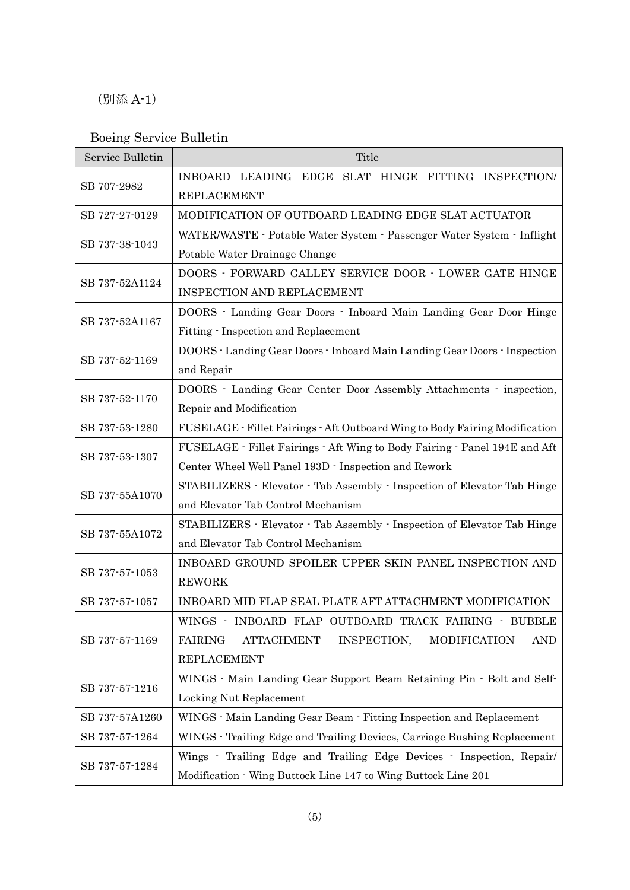（別添 A-1）

Boeing Service Bulletin

| Service Bulletin | Title |
|---|---|
| SB 707-2982 | INBOARD LEADING EDGE SLAT HINGE FITTING INSPECTION/ REPLACEMENT |
| SB 727-27-0129 | MODIFICATION OF OUTBOARD LEADING EDGE SLAT ACTUATOR |
| SB 737-38-1043 | WATER/WASTE - Potable Water System - Passenger Water System - Inflight Potable Water Drainage Change |
| SB 737-52A1124 | DOORS - FORWARD GALLEY SERVICE DOOR - LOWER GATE HINGE INSPECTION AND REPLACEMENT |
| SB 737-52A1167 | DOORS - Landing Gear Doors - Inboard Main Landing Gear Door Hinge Fitting - Inspection and Replacement |
| SB 737-52-1169 | DOORS - Landing Gear Doors - Inboard Main Landing Gear Doors - Inspection and Repair |
| SB 737-52-1170 | DOORS - Landing Gear Center Door Assembly Attachments - inspection, Repair and Modification |
| SB 737-53-1280 | FUSELAGE - Fillet Fairings - Aft Outboard Wing to Body Fairing Modification |
| SB 737-53-1307 | FUSELAGE - Fillet Fairings - Aft Wing to Body Fairing - Panel 194E and Aft Center Wheel Well Panel 193D - Inspection and Rework |
| SB 737-55A1070 | STABILIZERS - Elevator - Tab Assembly - Inspection of Elevator Tab Hinge and Elevator Tab Control Mechanism |
| SB 737-55A1072 | STABILIZERS - Elevator - Tab Assembly - Inspection of Elevator Tab Hinge and Elevator Tab Control Mechanism |
| SB 737-57-1053 | INBOARD GROUND SPOILER UPPER SKIN PANEL INSPECTION AND REWORK |
| SB 737-57-1057 | INBOARD MID FLAP SEAL PLATE AFT ATTACHMENT MODIFICATION |
| SB 737-57-1169 | WINGS - INBOARD FLAP OUTBOARD TRACK FAIRING - BUBBLE FAIRING ATTACHMENT INSPECTION, MODIFICATION AND REPLACEMENT |
| SB 737-57-1216 | WINGS - Main Landing Gear Support Beam Retaining Pin - Bolt and Self-Locking Nut Replacement |
| SB 737-57A1260 | WINGS - Main Landing Gear Beam - Fitting Inspection and Replacement |
| SB 737-57-1264 | WINGS - Trailing Edge and Trailing Devices, Carriage Bushing Replacement |
| SB 737-57-1284 | Wings - Trailing Edge and Trailing Edge Devices - Inspection, Repair/ Modification - Wing Buttock Line 147 to Wing Buttock Line 201 |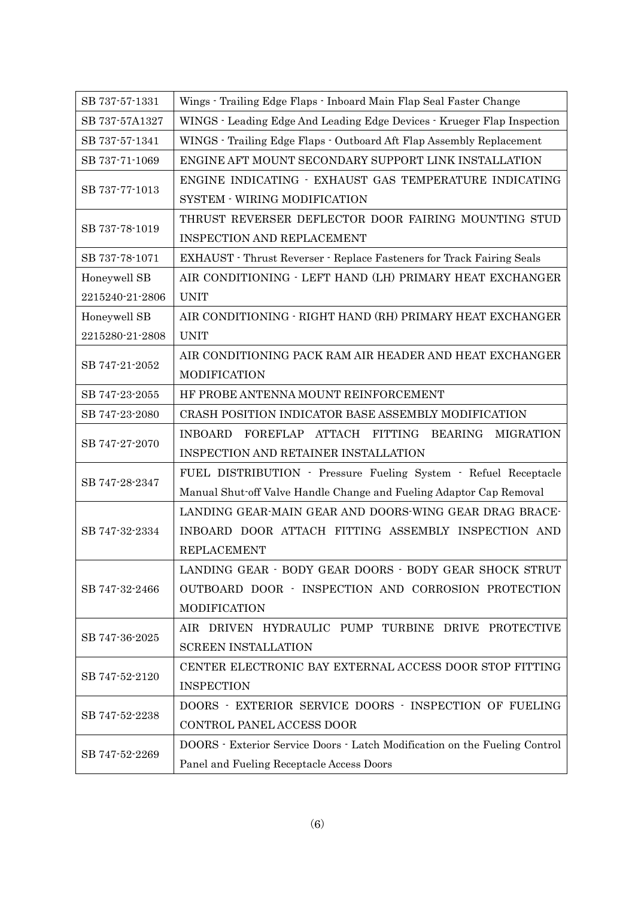| | |
|---|---|
| SB 737-57-1331 | Wings - Trailing Edge Flaps - Inboard Main Flap Seal Faster Change |
| SB 737-57A1327 | WINGS - Leading Edge And Leading Edge Devices - Krueger Flap Inspection |
| SB 737-57-1341 | WINGS - Trailing Edge Flaps - Outboard Aft Flap Assembly Replacement |
| SB 737-71-1069 | ENGINE AFT MOUNT SECONDARY SUPPORT LINK INSTALLATION |
| SB 737-77-1013 | ENGINE INDICATING - EXHAUST GAS TEMPERATURE INDICATING SYSTEM - WIRING MODIFICATION |
| SB 737-78-1019 | THRUST REVERSER DEFLECTOR DOOR FAIRING MOUNTING STUD INSPECTION AND REPLACEMENT |
| SB 737-78-1071 | EXHAUST - Thrust Reverser - Replace Fasteners for Track Fairing Seals |
| Honeywell SB 2215240-21-2806 | AIR CONDITIONING - LEFT HAND (LH) PRIMARY HEAT EXCHANGER UNIT |
| Honeywell SB 2215280-21-2808 | AIR CONDITIONING - RIGHT HAND (RH) PRIMARY HEAT EXCHANGER UNIT |
| SB 747-21-2052 | AIR CONDITIONING PACK RAM AIR HEADER AND HEAT EXCHANGER MODIFICATION |
| SB 747-23-2055 | HF PROBE ANTENNA MOUNT REINFORCEMENT |
| SB 747-23-2080 | CRASH POSITION INDICATOR BASE ASSEMBLY MODIFICATION |
| SB 747-27-2070 | INBOARD FOREFLAP ATTACH FITTING BEARING MIGRATION INSPECTION AND RETAINER INSTALLATION |
| SB 747-28-2347 | FUEL DISTRIBUTION - Pressure Fueling System - Refuel Receptacle Manual Shut-off Valve Handle Change and Fueling Adaptor Cap Removal |
| SB 747-32-2334 | LANDING GEAR-MAIN GEAR AND DOORS-WING GEAR DRAG BRACE-INBOARD DOOR ATTACH FITTING ASSEMBLY INSPECTION AND REPLACEMENT |
| SB 747-32-2466 | LANDING GEAR - BODY GEAR DOORS - BODY GEAR SHOCK STRUT OUTBOARD DOOR - INSPECTION AND CORROSION PROTECTION MODIFICATION |
| SB 747-36-2025 | AIR DRIVEN HYDRAULIC PUMP TURBINE DRIVE PROTECTIVE SCREEN INSTALLATION |
| SB 747-52-2120 | CENTER ELECTRONIC BAY EXTERNAL ACCESS DOOR STOP FITTING INSPECTION |
| SB 747-52-2238 | DOORS - EXTERIOR SERVICE DOORS - INSPECTION OF FUELING CONTROL PANEL ACCESS DOOR |
| SB 747-52-2269 | DOORS - Exterior Service Doors - Latch Modification on the Fueling Control Panel and Fueling Receptacle Access Doors |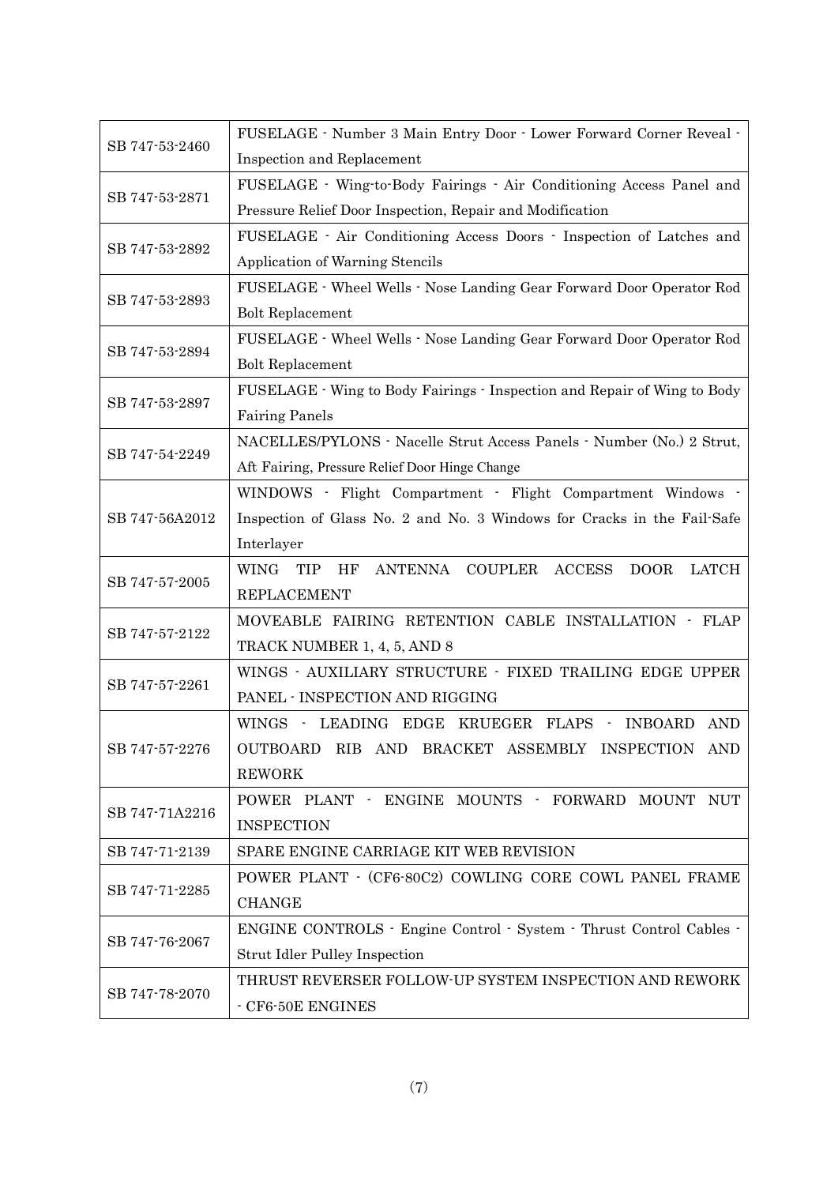| | |
|---|---|
| SB 747-53-2460 | FUSELAGE - Number 3 Main Entry Door - Lower Forward Corner Reveal - Inspection and Replacement |
| SB 747-53-2871 | FUSELAGE - Wing-to-Body Fairings - Air Conditioning Access Panel and Pressure Relief Door Inspection, Repair and Modification |
| SB 747-53-2892 | FUSELAGE - Air Conditioning Access Doors - Inspection of Latches and Application of Warning Stencils |
| SB 747-53-2893 | FUSELAGE - Wheel Wells - Nose Landing Gear Forward Door Operator Rod Bolt Replacement |
| SB 747-53-2894 | FUSELAGE - Wheel Wells - Nose Landing Gear Forward Door Operator Rod Bolt Replacement |
| SB 747-53-2897 | FUSELAGE - Wing to Body Fairings - Inspection and Repair of Wing to Body Fairing Panels |
| SB 747-54-2249 | NACELLES/PYLONS - Nacelle Strut Access Panels - Number (No.) 2 Strut, Aft Fairing, Pressure Relief Door Hinge Change |
| SB 747-56A2012 | WINDOWS - Flight Compartment - Flight Compartment Windows - Inspection of Glass No. 2 and No. 3 Windows for Cracks in the Fail-Safe Interlayer |
| SB 747-57-2005 | WING TIP HF ANTENNA COUPLER ACCESS DOOR LATCH REPLACEMENT |
| SB 747-57-2122 | MOVEABLE FAIRING RETENTION CABLE INSTALLATION - FLAP TRACK NUMBER 1, 4, 5, AND 8 |
| SB 747-57-2261 | WINGS - AUXILIARY STRUCTURE - FIXED TRAILING EDGE UPPER PANEL - INSPECTION AND RIGGING |
| SB 747-57-2276 | WINGS - LEADING EDGE KRUEGER FLAPS - INBOARD AND OUTBOARD RIB AND BRACKET ASSEMBLY INSPECTION AND REWORK |
| SB 747-71A2216 | POWER PLANT - ENGINE MOUNTS - FORWARD MOUNT NUT INSPECTION |
| SB 747-71-2139 | SPARE ENGINE CARRIAGE KIT WEB REVISION |
| SB 747-71-2285 | POWER PLANT - (CF6-80C2) COWLING CORE COWL PANEL FRAME CHANGE |
| SB 747-76-2067 | ENGINE CONTROLS - Engine Control - System - Thrust Control Cables - Strut Idler Pulley Inspection |
| SB 747-78-2070 | THRUST REVERSER FOLLOW-UP SYSTEM INSPECTION AND REWORK - CF6-50E ENGINES |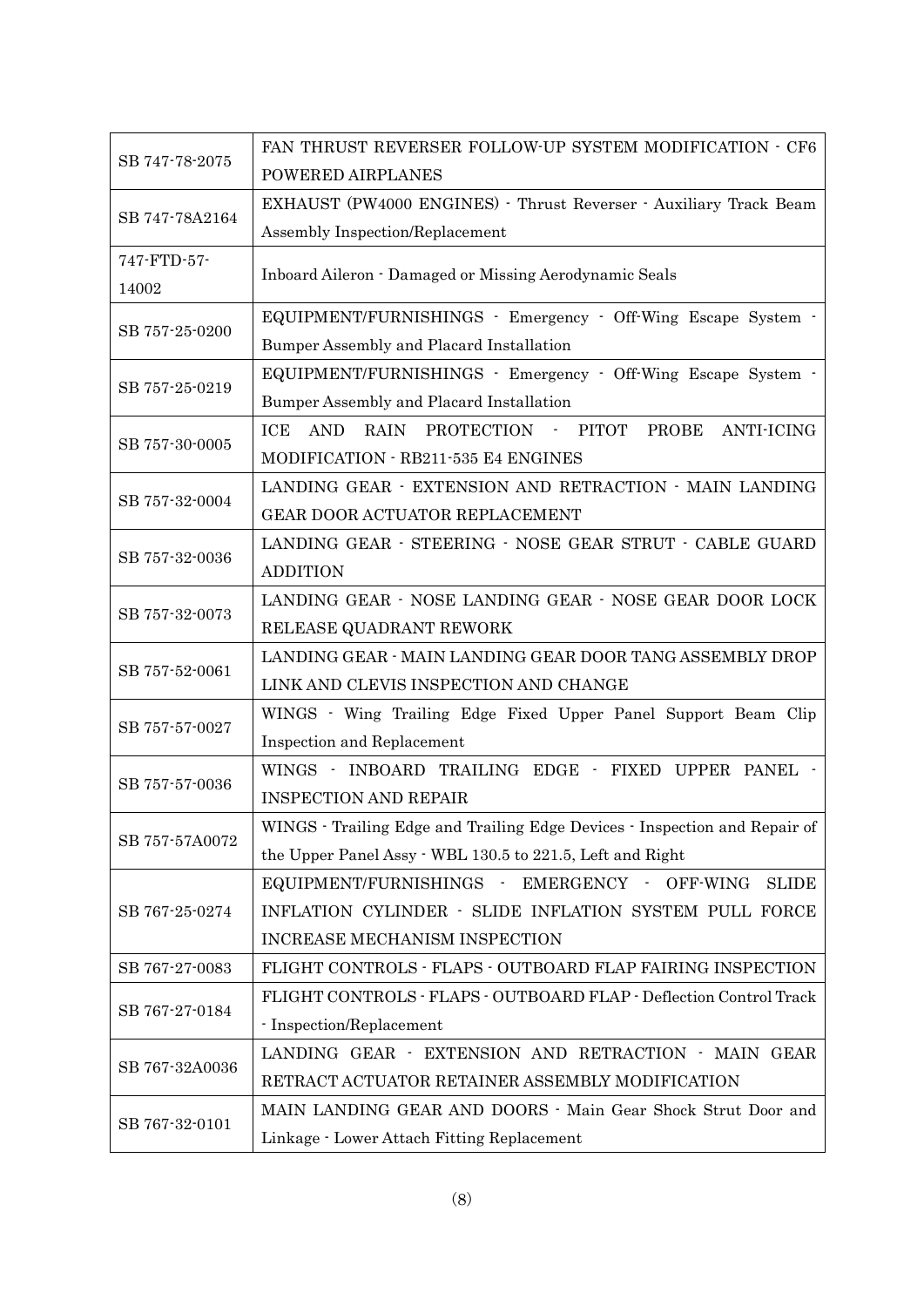| | |
|---|---|
| SB 747-78-2075 | FAN THRUST REVERSER FOLLOW-UP SYSTEM MODIFICATION - CF6 POWERED AIRPLANES |
| SB 747-78A2164 | EXHAUST (PW4000 ENGINES) - Thrust Reverser - Auxiliary Track Beam Assembly Inspection/Replacement |
| 747-FTD-57-14002 | Inboard Aileron - Damaged or Missing Aerodynamic Seals |
| SB 757-25-0200 | EQUIPMENT/FURNISHINGS - Emergency - Off-Wing Escape System - Bumper Assembly and Placard Installation |
| SB 757-25-0219 | EQUIPMENT/FURNISHINGS - Emergency - Off-Wing Escape System - Bumper Assembly and Placard Installation |
| SB 757-30-0005 | ICE AND RAIN PROTECTION - PITOT PROBE ANTI-ICING MODIFICATION - RB211-535 E4 ENGINES |
| SB 757-32-0004 | LANDING GEAR - EXTENSION AND RETRACTION - MAIN LANDING GEAR DOOR ACTUATOR REPLACEMENT |
| SB 757-32-0036 | LANDING GEAR - STEERING - NOSE GEAR STRUT - CABLE GUARD ADDITION |
| SB 757-32-0073 | LANDING GEAR - NOSE LANDING GEAR - NOSE GEAR DOOR LOCK RELEASE QUADRANT REWORK |
| SB 757-52-0061 | LANDING GEAR - MAIN LANDING GEAR DOOR TANG ASSEMBLY DROP LINK AND CLEVIS INSPECTION AND CHANGE |
| SB 757-57-0027 | WINGS - Wing Trailing Edge Fixed Upper Panel Support Beam Clip Inspection and Replacement |
| SB 757-57-0036 | WINGS - INBOARD TRAILING EDGE - FIXED UPPER PANEL - INSPECTION AND REPAIR |
| SB 757-57A0072 | WINGS - Trailing Edge and Trailing Edge Devices - Inspection and Repair of the Upper Panel Assy - WBL 130.5 to 221.5, Left and Right |
| SB 767-25-0274 | EQUIPMENT/FURNISHINGS - EMERGENCY - OFF-WING SLIDE INFLATION CYLINDER - SLIDE INFLATION SYSTEM PULL FORCE INCREASE MECHANISM INSPECTION |
| SB 767-27-0083 | FLIGHT CONTROLS - FLAPS - OUTBOARD FLAP FAIRING INSPECTION |
| SB 767-27-0184 | FLIGHT CONTROLS - FLAPS - OUTBOARD FLAP - Deflection Control Track - Inspection/Replacement |
| SB 767-32A0036 | LANDING GEAR - EXTENSION AND RETRACTION - MAIN GEAR RETRACT ACTUATOR RETAINER ASSEMBLY MODIFICATION |
| SB 767-32-0101 | MAIN LANDING GEAR AND DOORS - Main Gear Shock Strut Door and Linkage - Lower Attach Fitting Replacement |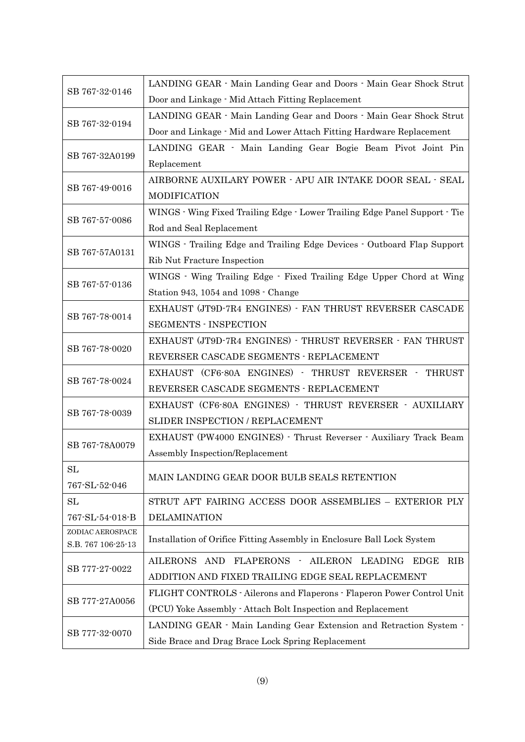| | |
|---|---|
| SB 767-32-0146 | LANDING GEAR - Main Landing Gear and Doors - Main Gear Shock Strut Door and Linkage - Mid Attach Fitting Replacement |
| SB 767-32-0194 | LANDING GEAR - Main Landing Gear and Doors - Main Gear Shock Strut Door and Linkage - Mid and Lower Attach Fitting Hardware Replacement |
| SB 767-32A0199 | LANDING GEAR - Main Landing Gear Bogie Beam Pivot Joint Pin Replacement |
| SB 767-49-0016 | AIRBORNE AUXILARY POWER - APU AIR INTAKE DOOR SEAL - SEAL MODIFICATION |
| SB 767-57-0086 | WINGS - Wing Fixed Trailing Edge - Lower Trailing Edge Panel Support - Tie Rod and Seal Replacement |
| SB 767-57A0131 | WINGS - Trailing Edge and Trailing Edge Devices - Outboard Flap Support Rib Nut Fracture Inspection |
| SB 767-57-0136 | WINGS - Wing Trailing Edge - Fixed Trailing Edge Upper Chord at Wing Station 943, 1054 and 1098 - Change |
| SB 767-78-0014 | EXHAUST (JT9D-7R4 ENGINES) - FAN THRUST REVERSER CASCADE SEGMENTS - INSPECTION |
| SB 767-78-0020 | EXHAUST (JT9D-7R4 ENGINES) - THRUST REVERSER - FAN THRUST REVERSER CASCADE SEGMENTS - REPLACEMENT |
| SB 767-78-0024 | EXHAUST (CF6-80A ENGINES) - THRUST REVERSER - THRUST REVERSER CASCADE SEGMENTS - REPLACEMENT |
| SB 767-78-0039 | EXHAUST (CF6-80A ENGINES) - THRUST REVERSER - AUXILIARY SLIDER INSPECTION / REPLACEMENT |
| SB 767-78A0079 | EXHAUST (PW4000 ENGINES) - Thrust Reverser - Auxiliary Track Beam Assembly Inspection/Replacement |
| SL 767-SL-52-046 | MAIN LANDING GEAR DOOR BULB SEALS RETENTION |
| SL 767-SL-54-018-B | STRUT AFT FAIRING ACCESS DOOR ASSEMBLIES – EXTERIOR PLY DELAMINATION |
| ZODIAC AEROSPACE S.B. 767 106-25-13 | Installation of Orifice Fitting Assembly in Enclosure Ball Lock System |
| SB 777-27-0022 | AILERONS AND FLAPERONS - AILERON LEADING EDGE RIB ADDITION AND FIXED TRAILING EDGE SEAL REPLACEMENT |
| SB 777-27A0056 | FLIGHT CONTROLS - Ailerons and Flaperons - Flaperon Power Control Unit (PCU) Yoke Assembly - Attach Bolt Inspection and Replacement |
| SB 777-32-0070 | LANDING GEAR - Main Landing Gear Extension and Retraction System - Side Brace and Drag Brace Lock Spring Replacement |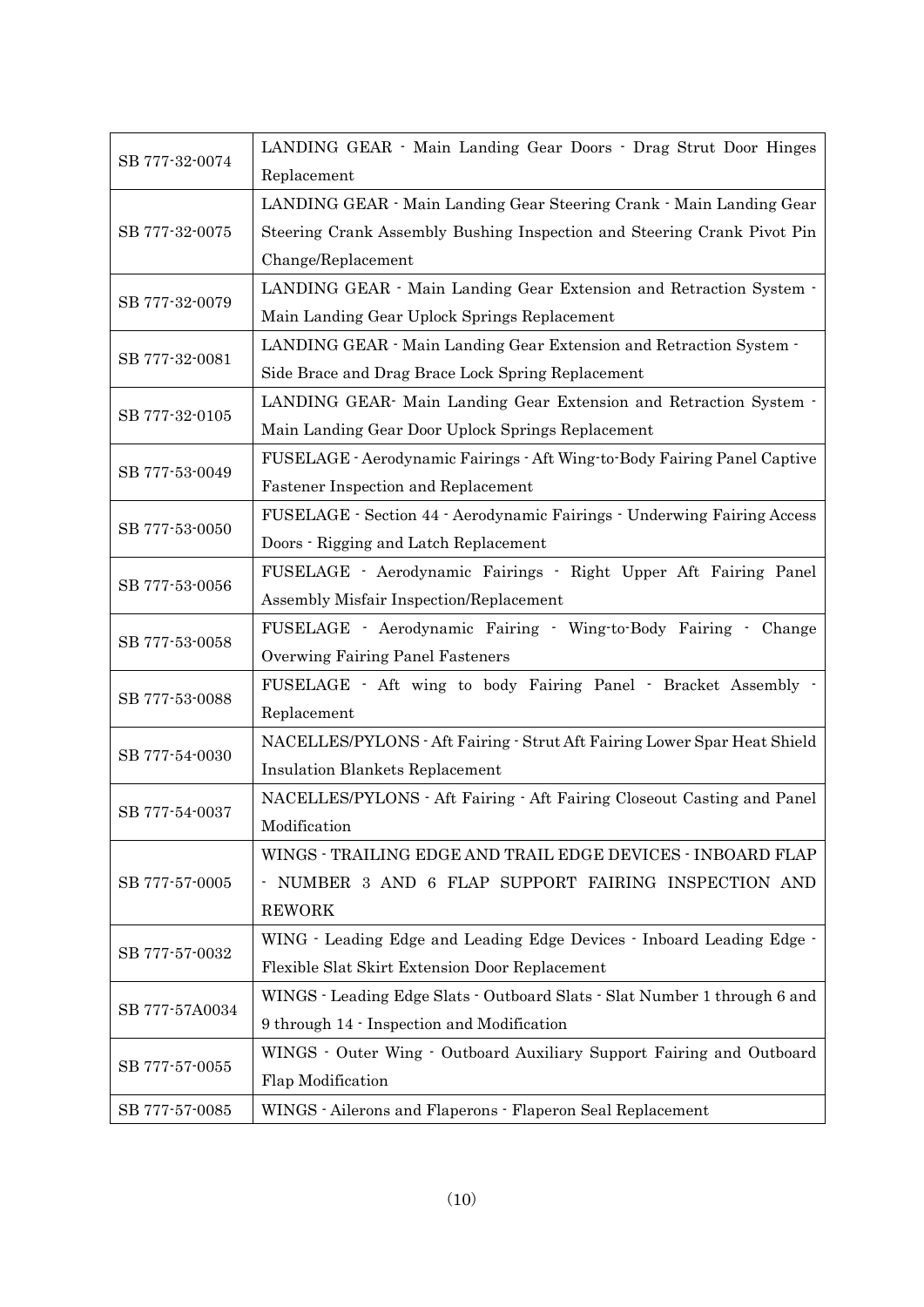| | |
|---|---|
| SB 777-32-0074 | LANDING GEAR - Main Landing Gear Doors - Drag Strut Door Hinges Replacement |
| SB 777-32-0075 | LANDING GEAR - Main Landing Gear Steering Crank - Main Landing Gear Steering Crank Assembly Bushing Inspection and Steering Crank Pivot Pin Change/Replacement |
| SB 777-32-0079 | LANDING GEAR - Main Landing Gear Extension and Retraction System - Main Landing Gear Uplock Springs Replacement |
| SB 777-32-0081 | LANDING GEAR - Main Landing Gear Extension and Retraction System - Side Brace and Drag Brace Lock Spring Replacement |
| SB 777-32-0105 | LANDING GEAR- Main Landing Gear Extension and Retraction System - Main Landing Gear Door Uplock Springs Replacement |
| SB 777-53-0049 | FUSELAGE - Aerodynamic Fairings - Aft Wing-to-Body Fairing Panel Captive Fastener Inspection and Replacement |
| SB 777-53-0050 | FUSELAGE - Section 44 - Aerodynamic Fairings - Underwing Fairing Access Doors - Rigging and Latch Replacement |
| SB 777-53-0056 | FUSELAGE - Aerodynamic Fairings - Right Upper Aft Fairing Panel Assembly Misfair Inspection/Replacement |
| SB 777-53-0058 | FUSELAGE - Aerodynamic Fairing - Wing-to-Body Fairing - Change Overwing Fairing Panel Fasteners |
| SB 777-53-0088 | FUSELAGE - Aft wing to body Fairing Panel - Bracket Assembly - Replacement |
| SB 777-54-0030 | NACELLES/PYLONS - Aft Fairing - Strut Aft Fairing Lower Spar Heat Shield Insulation Blankets Replacement |
| SB 777-54-0037 | NACELLES/PYLONS - Aft Fairing - Aft Fairing Closeout Casting and Panel Modification |
| SB 777-57-0005 | WINGS - TRAILING EDGE AND TRAIL EDGE DEVICES - INBOARD FLAP - NUMBER 3 AND 6 FLAP SUPPORT FAIRING INSPECTION AND REWORK |
| SB 777-57-0032 | WING - Leading Edge and Leading Edge Devices - Inboard Leading Edge - Flexible Slat Skirt Extension Door Replacement |
| SB 777-57A0034 | WINGS - Leading Edge Slats - Outboard Slats - Slat Number 1 through 6 and 9 through 14 - Inspection and Modification |
| SB 777-57-0055 | WINGS - Outer Wing - Outboard Auxiliary Support Fairing and Outboard Flap Modification |
| SB 777-57-0085 | WINGS - Ailerons and Flaperons - Flaperon Seal Replacement |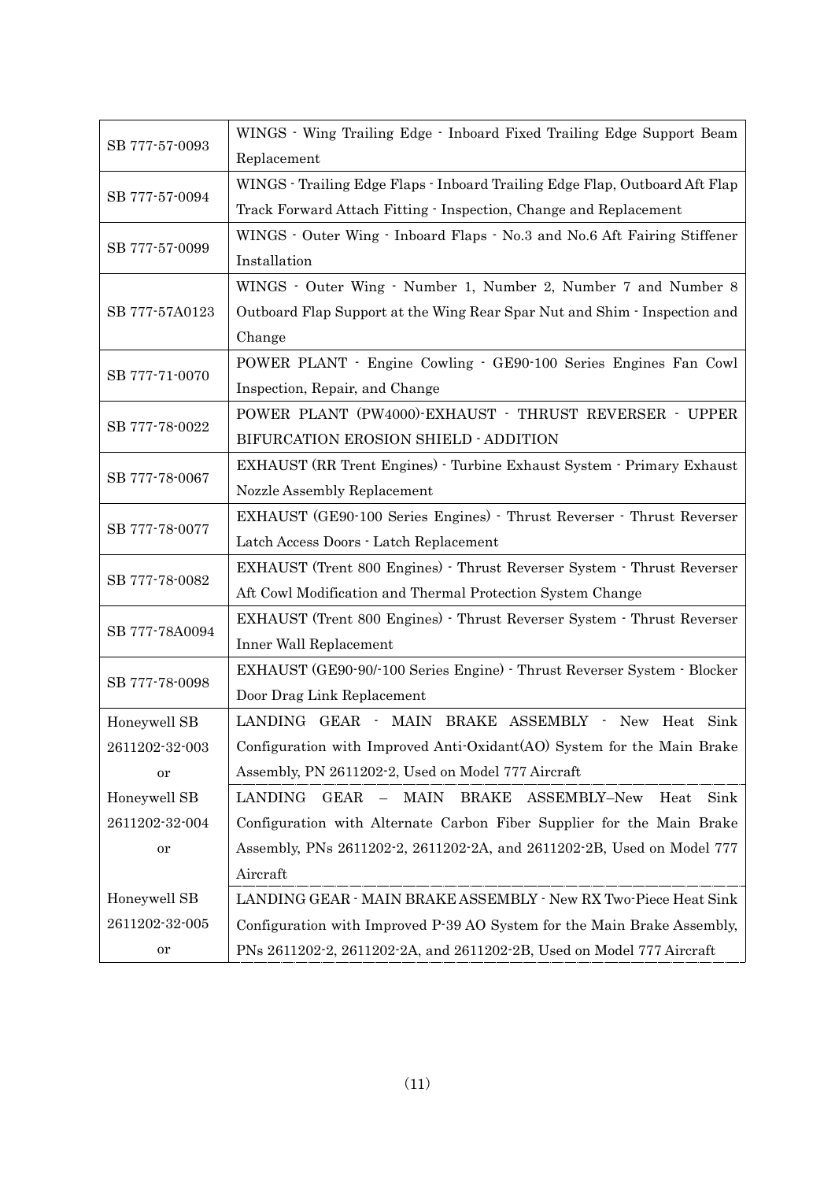| | |
|---|---|
| SB 777-57-0093 | WINGS - Wing Trailing Edge - Inboard Fixed Trailing Edge Support Beam Replacement |
| SB 777-57-0094 | WINGS - Trailing Edge Flaps - Inboard Trailing Edge Flap, Outboard Aft Flap Track Forward Attach Fitting - Inspection, Change and Replacement |
| SB 777-57-0099 | WINGS - Outer Wing - Inboard Flaps - No.3 and No.6 Aft Fairing Stiffener Installation |
| SB 777-57A0123 | WINGS - Outer Wing - Number 1, Number 2, Number 7 and Number 8 Outboard Flap Support at the Wing Rear Spar Nut and Shim - Inspection and Change |
| SB 777-71-0070 | POWER PLANT - Engine Cowling - GE90-100 Series Engines Fan Cowl Inspection, Repair, and Change |
| SB 777-78-0022 | POWER PLANT (PW4000)-EXHAUST - THRUST REVERSER - UPPER BIFURCATION EROSION SHIELD - ADDITION |
| SB 777-78-0067 | EXHAUST (RR Trent Engines) - Turbine Exhaust System - Primary Exhaust Nozzle Assembly Replacement |
| SB 777-78-0077 | EXHAUST (GE90-100 Series Engines) - Thrust Reverser - Thrust Reverser Latch Access Doors - Latch Replacement |
| SB 777-78-0082 | EXHAUST (Trent 800 Engines) - Thrust Reverser System - Thrust Reverser Aft Cowl Modification and Thermal Protection System Change |
| SB 777-78A0094 | EXHAUST (Trent 800 Engines) - Thrust Reverser System - Thrust Reverser Inner Wall Replacement |
| SB 777-78-0098 | EXHAUST (GE90-90/-100 Series Engine) - Thrust Reverser System - Blocker Door Drag Link Replacement |
| Honeywell SB 2611202-32-003 or | LANDING GEAR - MAIN BRAKE ASSEMBLY - New Heat Sink Configuration with Improved Anti-Oxidant(AO) System for the Main Brake Assembly, PN 2611202-2, Used on Model 777 Aircraft |
| Honeywell SB 2611202-32-004 or | LANDING GEAR – MAIN BRAKE ASSEMBLY–New Heat Sink Configuration with Alternate Carbon Fiber Supplier for the Main Brake Assembly, PNs 2611202-2, 2611202-2A, and 2611202-2B, Used on Model 777 Aircraft |
| Honeywell SB 2611202-32-005 or | LANDING GEAR - MAIN BRAKE ASSEMBLY - New RX Two-Piece Heat Sink Configuration with Improved P-39 AO System for the Main Brake Assembly, PNs 2611202-2, 2611202-2A, and 2611202-2B, Used on Model 777 Aircraft |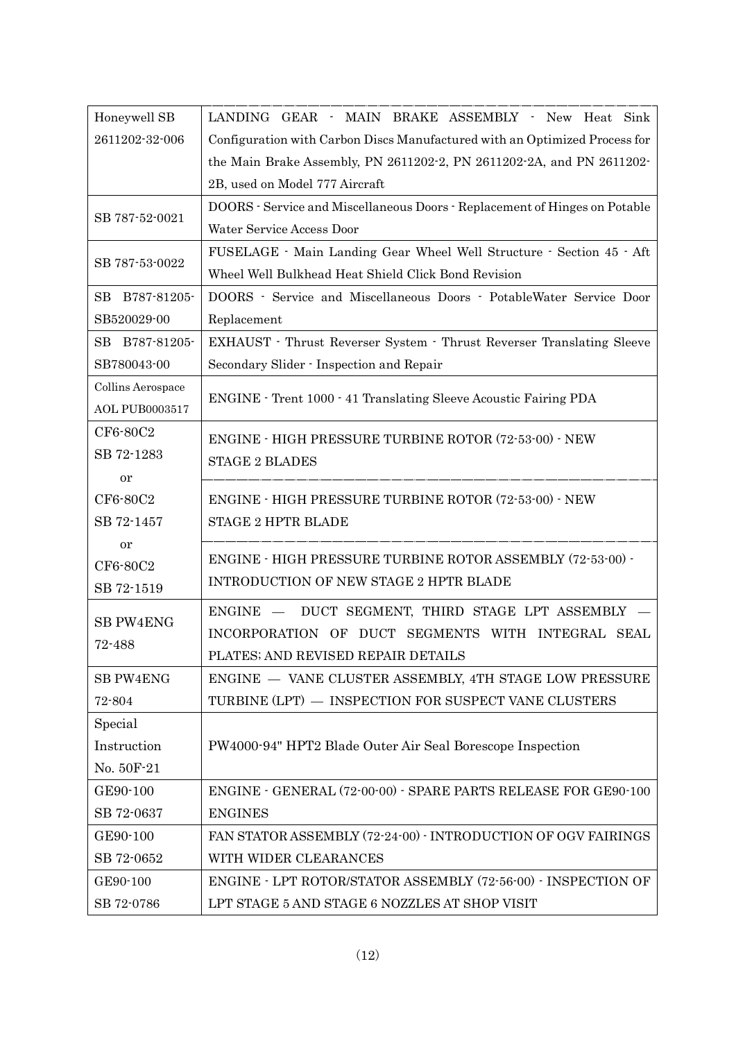| | |
|---|---|
| Honeywell SB 2611202-32-006 | LANDING GEAR - MAIN BRAKE ASSEMBLY - New Heat Sink Configuration with Carbon Discs Manufactured with an Optimized Process for the Main Brake Assembly, PN 2611202-2, PN 2611202-2A, and PN 2611202-2B, used on Model 777 Aircraft |
| SB 787-52-0021 | DOORS - Service and Miscellaneous Doors - Replacement of Hinges on Potable Water Service Access Door |
| SB 787-53-0022 | FUSELAGE - Main Landing Gear Wheel Well Structure - Section 45 - Aft Wheel Well Bulkhead Heat Shield Click Bond Revision |
| SB B787-81205-SB520029-00 | DOORS - Service and Miscellaneous Doors - PotableWater Service Door Replacement |
| SB B787-81205-SB780043-00 | EXHAUST - Thrust Reverser System - Thrust Reverser Translating Sleeve Secondary Slider - Inspection and Repair |
| Collins Aerospace AOL PUB0003517 | ENGINE - Trent 1000 - 41 Translating Sleeve Acoustic Fairing PDA |
| CF6-80C2 SB 72-1283 | ENGINE - HIGH PRESSURE TURBINE ROTOR (72-53-00) - NEW STAGE 2 BLADES |
| or CF6-80C2 SB 72-1457 | ENGINE - HIGH PRESSURE TURBINE ROTOR (72-53-00) - NEW STAGE 2 HPTR BLADE |
| or CF6-80C2 SB 72-1519 | ENGINE - HIGH PRESSURE TURBINE ROTOR ASSEMBLY (72-53-00) - INTRODUCTION OF NEW STAGE 2 HPTR BLADE |
| SB PW4ENG 72-488 | ENGINE — DUCT SEGMENT, THIRD STAGE LPT ASSEMBLY — INCORPORATION OF DUCT SEGMENTS WITH INTEGRAL SEAL PLATES; AND REVISED REPAIR DETAILS |
| SB PW4ENG 72-804 | ENGINE — VANE CLUSTER ASSEMBLY, 4TH STAGE LOW PRESSURE TURBINE (LPT) — INSPECTION FOR SUSPECT VANE CLUSTERS |
| Special Instruction No. 50F-21 | PW4000-94" HPT2 Blade Outer Air Seal Borescope Inspection |
| GE90-100 SB 72-0637 | ENGINE - GENERAL (72-00-00) - SPARE PARTS RELEASE FOR GE90-100 ENGINES |
| GE90-100 SB 72-0652 | FAN STATOR ASSEMBLY (72-24-00) - INTRODUCTION OF OGV FAIRINGS WITH WIDER CLEARANCES |
| GE90-100 SB 72-0786 | ENGINE - LPT ROTOR/STATOR ASSEMBLY (72-56-00) - INSPECTION OF LPT STAGE 5 AND STAGE 6 NOZZLES AT SHOP VISIT |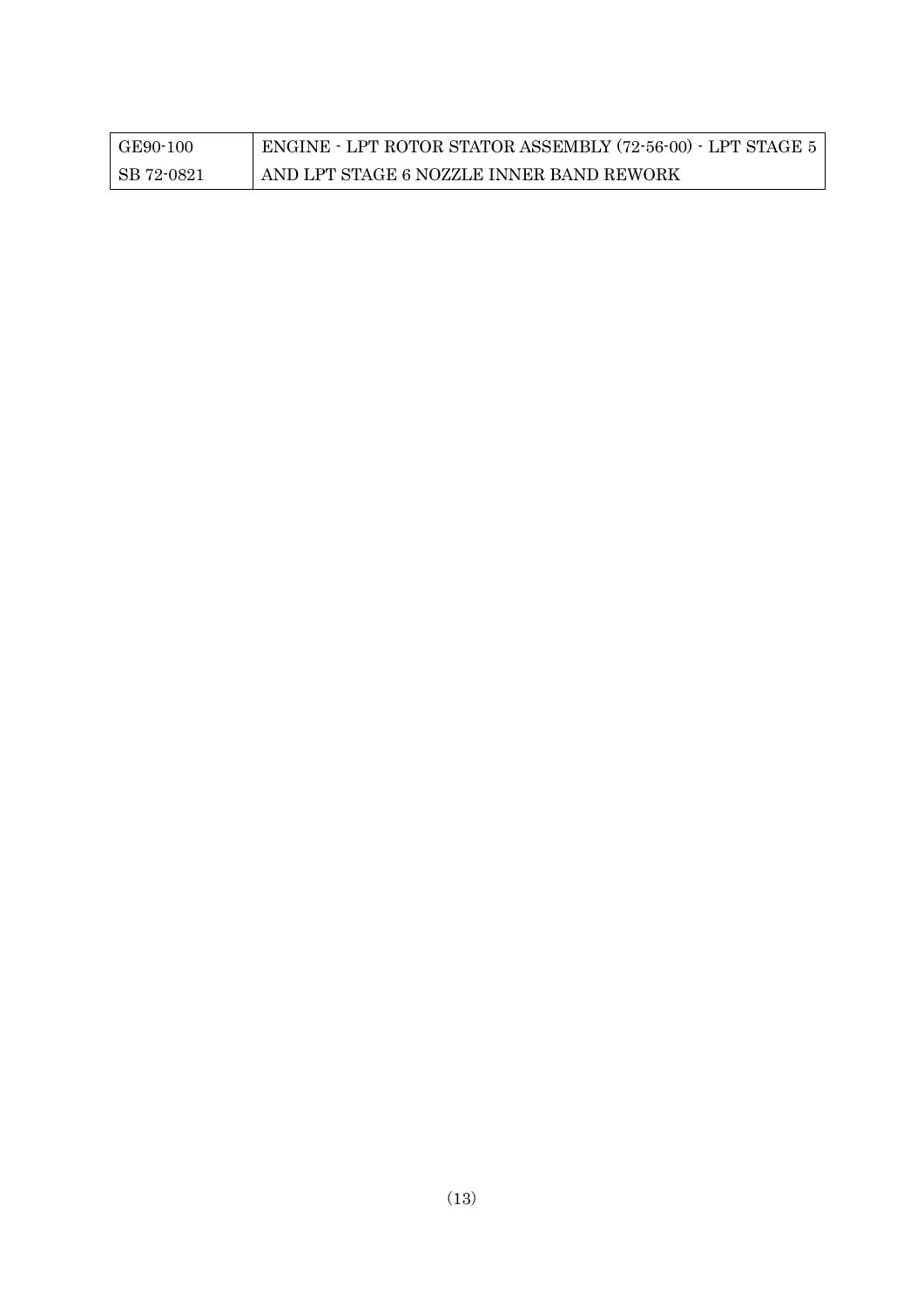| GE90-100<br>SB 72-0821 | ENGINE - LPT ROTOR STATOR ASSEMBLY (72-56-00) - LPT STAGE 5 AND LPT STAGE 6 NOZZLE INNER BAND REWORK |
|---|---|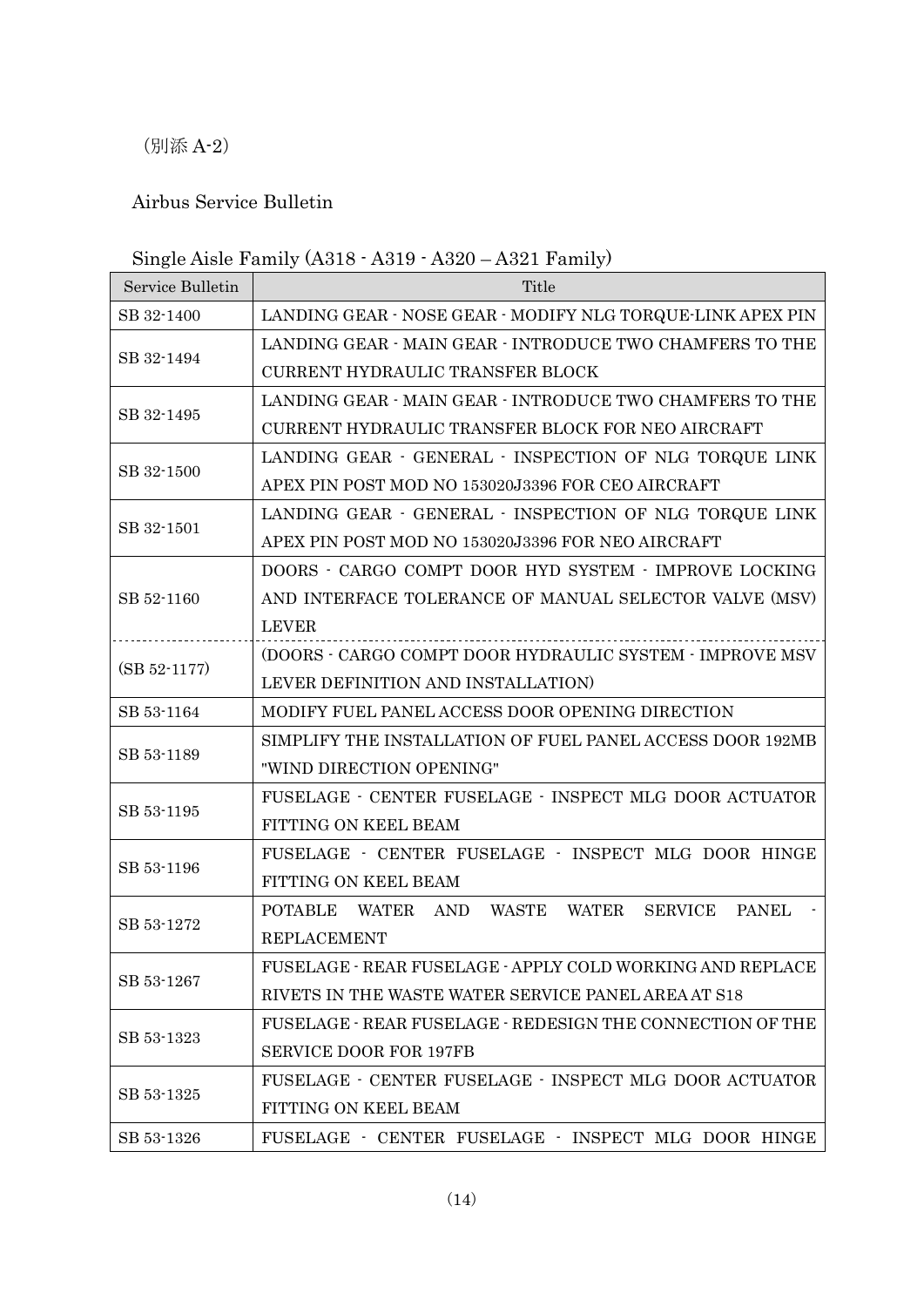（別添 A-2）

Airbus Service Bulletin

Single Aisle Family (A318 - A319 - A320 – A321 Family)

| Service Bulletin | Title |
|---|---|
| SB 32-1400 | LANDING GEAR - NOSE GEAR - MODIFY NLG TORQUE-LINK APEX PIN |
| SB 32-1494 | LANDING GEAR - MAIN GEAR - INTRODUCE TWO CHAMFERS TO THE CURRENT HYDRAULIC TRANSFER BLOCK |
| SB 32-1495 | LANDING GEAR - MAIN GEAR - INTRODUCE TWO CHAMFERS TO THE CURRENT HYDRAULIC TRANSFER BLOCK FOR NEO AIRCRAFT |
| SB 32-1500 | LANDING GEAR - GENERAL - INSPECTION OF NLG TORQUE LINK APEX PIN POST MOD NO 153020J3396 FOR CEO AIRCRAFT |
| SB 32-1501 | LANDING GEAR - GENERAL - INSPECTION OF NLG TORQUE LINK APEX PIN POST MOD NO 153020J3396 FOR NEO AIRCRAFT |
| SB 52-1160 | DOORS - CARGO COMPT DOOR HYD SYSTEM - IMPROVE LOCKING AND INTERFACE TOLERANCE OF MANUAL SELECTOR VALVE (MSV) LEVER |
| (SB 52-1177) | (DOORS - CARGO COMPT DOOR HYDRAULIC SYSTEM - IMPROVE MSV LEVER DEFINITION AND INSTALLATION) |
| SB 53-1164 | MODIFY FUEL PANEL ACCESS DOOR OPENING DIRECTION |
| SB 53-1189 | SIMPLIFY THE INSTALLATION OF FUEL PANEL ACCESS DOOR 192MB "WIND DIRECTION OPENING" |
| SB 53-1195 | FUSELAGE - CENTER FUSELAGE - INSPECT MLG DOOR ACTUATOR FITTING ON KEEL BEAM |
| SB 53-1196 | FUSELAGE - CENTER FUSELAGE - INSPECT MLG DOOR HINGE FITTING ON KEEL BEAM |
| SB 53-1272 | POTABLE WATER AND WASTE WATER SERVICE PANEL - REPLACEMENT |
| SB 53-1267 | FUSELAGE - REAR FUSELAGE - APPLY COLD WORKING AND REPLACE RIVETS IN THE WASTE WATER SERVICE PANEL AREA AT S18 |
| SB 53-1323 | FUSELAGE - REAR FUSELAGE - REDESIGN THE CONNECTION OF THE SERVICE DOOR FOR 197FB |
| SB 53-1325 | FUSELAGE - CENTER FUSELAGE - INSPECT MLG DOOR ACTUATOR FITTING ON KEEL BEAM |
| SB 53-1326 | FUSELAGE - CENTER FUSELAGE - INSPECT MLG DOOR HINGE |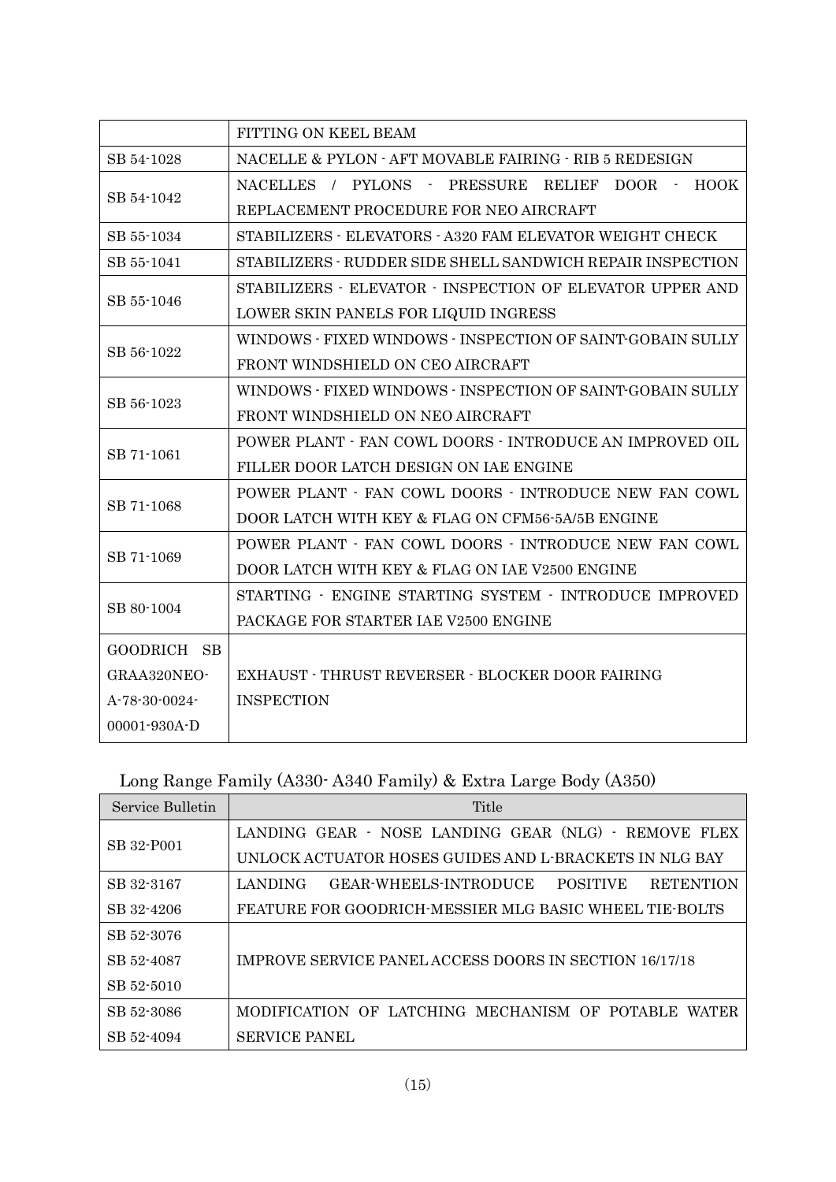| | |
|---|---|
| | FITTING ON KEEL BEAM |
| SB 54-1028 | NACELLE & PYLON - AFT MOVABLE FAIRING - RIB 5 REDESIGN |
| SB 54-1042 | NACELLES / PYLONS - PRESSURE RELIEF DOOR - HOOK REPLACEMENT PROCEDURE FOR NEO AIRCRAFT |
| SB 55-1034 | STABILIZERS - ELEVATORS - A320 FAM ELEVATOR WEIGHT CHECK |
| SB 55-1041 | STABILIZERS - RUDDER SIDE SHELL SANDWICH REPAIR INSPECTION |
| SB 55-1046 | STABILIZERS - ELEVATOR - INSPECTION OF ELEVATOR UPPER AND LOWER SKIN PANELS FOR LIQUID INGRESS |
| SB 56-1022 | WINDOWS - FIXED WINDOWS - INSPECTION OF SAINT-GOBAIN SULLY FRONT WINDSHIELD ON CEO AIRCRAFT |
| SB 56-1023 | WINDOWS - FIXED WINDOWS - INSPECTION OF SAINT-GOBAIN SULLY FRONT WINDSHIELD ON NEO AIRCRAFT |
| SB 71-1061 | POWER PLANT - FAN COWL DOORS - INTRODUCE AN IMPROVED OIL FILLER DOOR LATCH DESIGN ON IAE ENGINE |
| SB 71-1068 | POWER PLANT - FAN COWL DOORS - INTRODUCE NEW FAN COWL DOOR LATCH WITH KEY & FLAG ON CFM56-5A/5B ENGINE |
| SB 71-1069 | POWER PLANT - FAN COWL DOORS - INTRODUCE NEW FAN COWL DOOR LATCH WITH KEY & FLAG ON IAE V2500 ENGINE |
| SB 80-1004 | STARTING - ENGINE STARTING SYSTEM - INTRODUCE IMPROVED PACKAGE FOR STARTER IAE V2500 ENGINE |
| GOODRICH SB GRAA320NEO-A-78-30-0024-00001-930A-D | EXHAUST - THRUST REVERSER - BLOCKER DOOR FAIRING INSPECTION |

Long Range Family (A330- A340 Family) & Extra Large Body (A350)

| Service Bulletin | Title |
|---|---|
| SB 32-P001 | LANDING GEAR - NOSE LANDING GEAR (NLG) - REMOVE FLEX UNLOCK ACTUATOR HOSES GUIDES AND L-BRACKETS IN NLG BAY |
| SB 32-3167<br>SB 32-4206 | LANDING GEAR-WHEELS-INTRODUCE POSITIVE RETENTION FEATURE FOR GOODRICH-MESSIER MLG BASIC WHEEL TIE-BOLTS |
| SB 52-3076<br>SB 52-4087<br>SB 52-5010 | IMPROVE SERVICE PANEL ACCESS DOORS IN SECTION 16/17/18 |
| SB 52-3086<br>SB 52-4094 | MODIFICATION OF LATCHING MECHANISM OF POTABLE WATER SERVICE PANEL |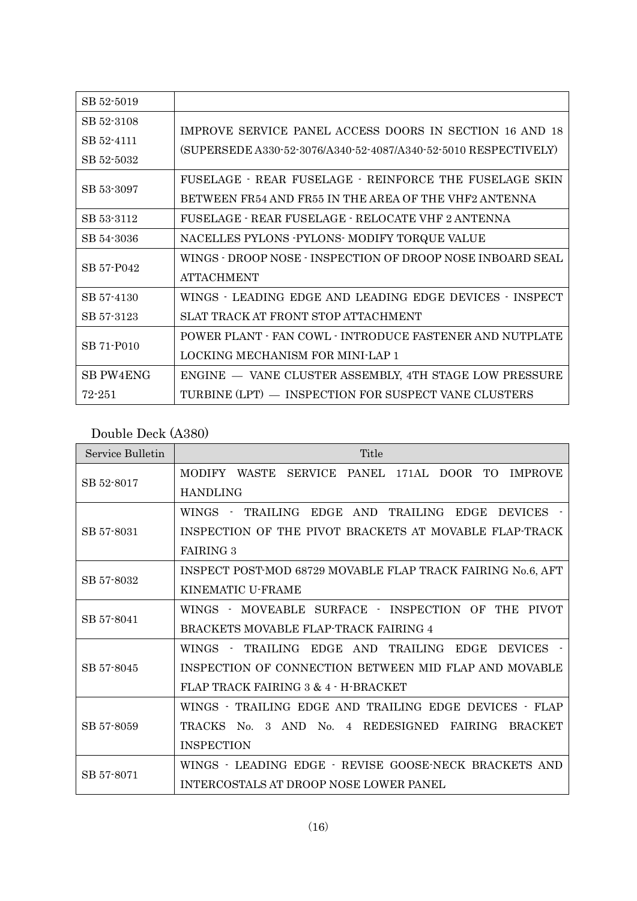| | |
|---|---|
| SB 52-5019 | |
| SB 52-3108<br>SB 52-4111<br>SB 52-5032 | IMPROVE SERVICE PANEL ACCESS DOORS IN SECTION 16 AND 18 (SUPERSEDE A330-52-3076/A340-52-4087/A340-52-5010 RESPECTIVELY) |
| SB 53-3097 | FUSELAGE - REAR FUSELAGE - REINFORCE THE FUSELAGE SKIN BETWEEN FR54 AND FR55 IN THE AREA OF THE VHF2 ANTENNA |
| SB 53-3112 | FUSELAGE - REAR FUSELAGE - RELOCATE VHF 2 ANTENNA |
| SB 54-3036 | NACELLES PYLONS -PYLONS- MODIFY TORQUE VALUE |
| SB 57-P042 | WINGS - DROOP NOSE - INSPECTION OF DROOP NOSE INBOARD SEAL ATTACHMENT |
| SB 57-4130<br>SB 57-3123 | WINGS - LEADING EDGE AND LEADING EDGE DEVICES - INSPECT SLAT TRACK AT FRONT STOP ATTACHMENT |
| SB 71-P010 | POWER PLANT - FAN COWL - INTRODUCE FASTENER AND NUTPLATE LOCKING MECHANISM FOR MINI-LAP 1 |
| SB PW4ENG 72-251 | ENGINE — VANE CLUSTER ASSEMBLY, 4TH STAGE LOW PRESSURE TURBINE (LPT) — INSPECTION FOR SUSPECT VANE CLUSTERS |

Double Deck (A380)

| Service Bulletin | Title |
|---|---|
| SB 52-8017 | MODIFY WASTE SERVICE PANEL 171AL DOOR TO IMPROVE HANDLING |
| SB 57-8031 | WINGS - TRAILING EDGE AND TRAILING EDGE DEVICES - INSPECTION OF THE PIVOT BRACKETS AT MOVABLE FLAP-TRACK FAIRING 3 |
| SB 57-8032 | INSPECT POST-MOD 68729 MOVABLE FLAP TRACK FAIRING No.6, AFT KINEMATIC U-FRAME |
| SB 57-8041 | WINGS - MOVEABLE SURFACE - INSPECTION OF THE PIVOT BRACKETS MOVABLE FLAP-TRACK FAIRING 4 |
| SB 57-8045 | WINGS - TRAILING EDGE AND TRAILING EDGE DEVICES - INSPECTION OF CONNECTION BETWEEN MID FLAP AND MOVABLE FLAP TRACK FAIRING 3 & 4 - H-BRACKET |
| SB 57-8059 | WINGS - TRAILING EDGE AND TRAILING EDGE DEVICES - FLAP TRACKS No. 3 AND No. 4 REDESIGNED FAIRING BRACKET INSPECTION |
| SB 57-8071 | WINGS - LEADING EDGE - REVISE GOOSE-NECK BRACKETS AND INTERCOSTALS AT DROOP NOSE LOWER PANEL |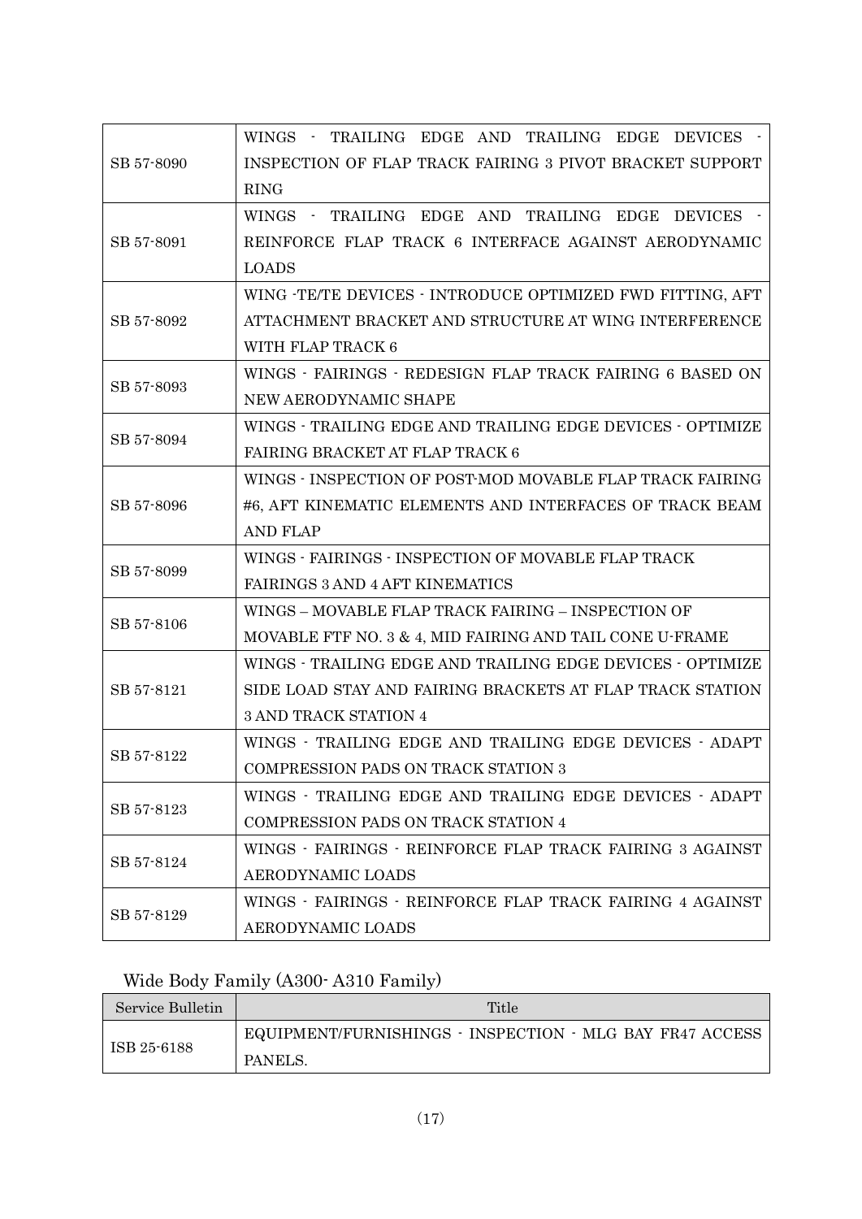| | |
|---|---|
| SB 57-8090 | WINGS - TRAILING EDGE AND TRAILING EDGE DEVICES - INSPECTION OF FLAP TRACK FAIRING 3 PIVOT BRACKET SUPPORT RING |
| SB 57-8091 | WINGS - TRAILING EDGE AND TRAILING EDGE DEVICES - REINFORCE FLAP TRACK 6 INTERFACE AGAINST AERODYNAMIC LOADS |
| SB 57-8092 | WING -TE/TE DEVICES - INTRODUCE OPTIMIZED FWD FITTING, AFT ATTACHMENT BRACKET AND STRUCTURE AT WING INTERFERENCE WITH FLAP TRACK 6 |
| SB 57-8093 | WINGS - FAIRINGS - REDESIGN FLAP TRACK FAIRING 6 BASED ON NEW AERODYNAMIC SHAPE |
| SB 57-8094 | WINGS - TRAILING EDGE AND TRAILING EDGE DEVICES - OPTIMIZE FAIRING BRACKET AT FLAP TRACK 6 |
| SB 57-8096 | WINGS - INSPECTION OF POST-MOD MOVABLE FLAP TRACK FAIRING #6, AFT KINEMATIC ELEMENTS AND INTERFACES OF TRACK BEAM AND FLAP |
| SB 57-8099 | WINGS - FAIRINGS - INSPECTION OF MOVABLE FLAP TRACK FAIRINGS 3 AND 4 AFT KINEMATICS |
| SB 57-8106 | WINGS – MOVABLE FLAP TRACK FAIRING – INSPECTION OF MOVABLE FTF NO. 3 & 4, MID FAIRING AND TAIL CONE U-FRAME |
| SB 57-8121 | WINGS - TRAILING EDGE AND TRAILING EDGE DEVICES - OPTIMIZE SIDE LOAD STAY AND FAIRING BRACKETS AT FLAP TRACK STATION 3 AND TRACK STATION 4 |
| SB 57-8122 | WINGS - TRAILING EDGE AND TRAILING EDGE DEVICES - ADAPT COMPRESSION PADS ON TRACK STATION 3 |
| SB 57-8123 | WINGS - TRAILING EDGE AND TRAILING EDGE DEVICES - ADAPT COMPRESSION PADS ON TRACK STATION 4 |
| SB 57-8124 | WINGS - FAIRINGS - REINFORCE FLAP TRACK FAIRING 3 AGAINST AERODYNAMIC LOADS |
| SB 57-8129 | WINGS - FAIRINGS - REINFORCE FLAP TRACK FAIRING 4 AGAINST AERODYNAMIC LOADS |

Wide Body Family (A300- A310 Family)

| Service Bulletin | Title |
|---|---|
| ISB 25-6188 | EQUIPMENT/FURNISHINGS - INSPECTION - MLG BAY FR47 ACCESS PANELS. |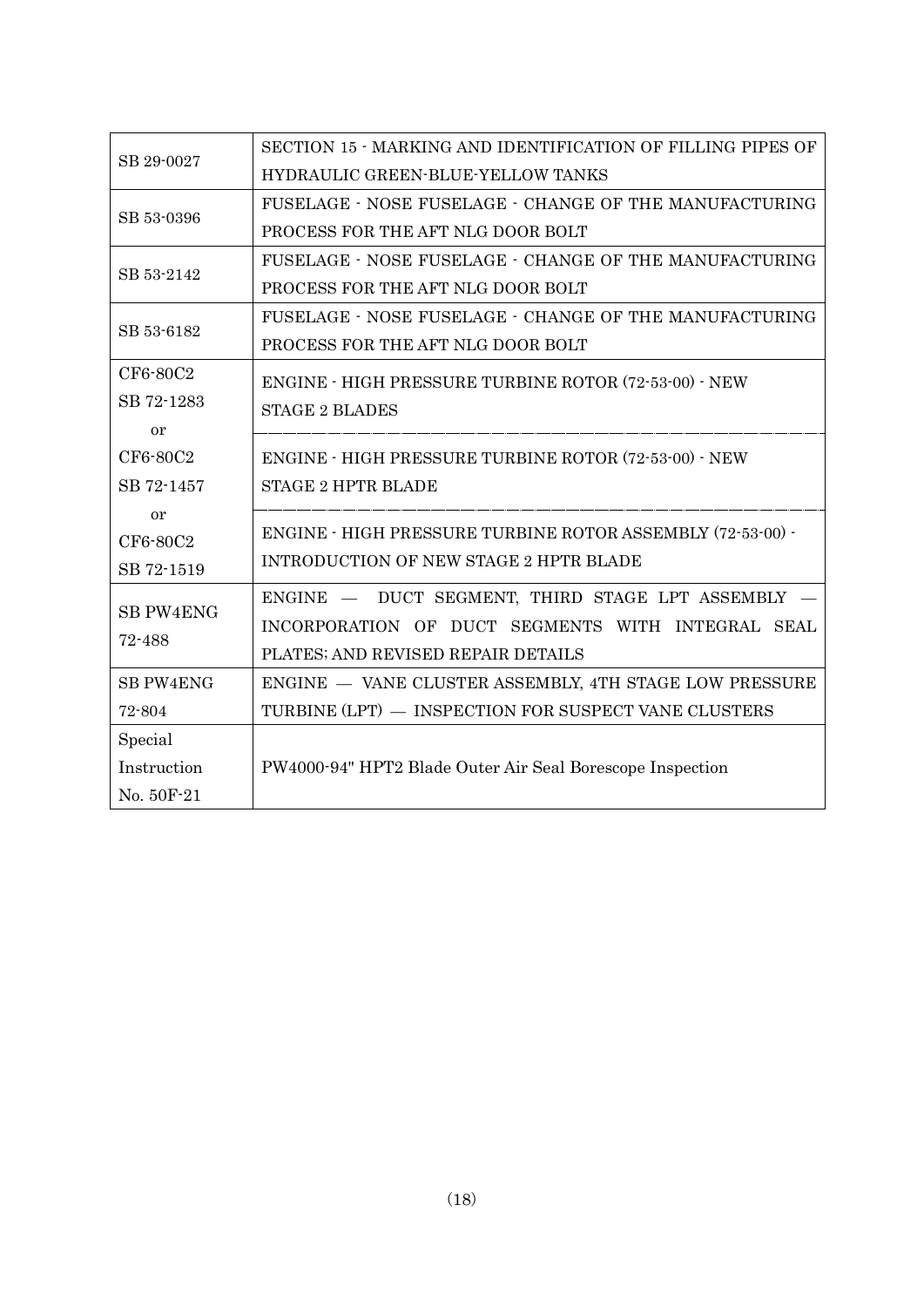| | |
|---|---|
| SB 29-0027 | SECTION 15 - MARKING AND IDENTIFICATION OF FILLING PIPES OF HYDRAULIC GREEN-BLUE-YELLOW TANKS |
| SB 53-0396 | FUSELAGE - NOSE FUSELAGE - CHANGE OF THE MANUFACTURING PROCESS FOR THE AFT NLG DOOR BOLT |
| SB 53-2142 | FUSELAGE - NOSE FUSELAGE - CHANGE OF THE MANUFACTURING PROCESS FOR THE AFT NLG DOOR BOLT |
| SB 53-6182 | FUSELAGE - NOSE FUSELAGE - CHANGE OF THE MANUFACTURING PROCESS FOR THE AFT NLG DOOR BOLT |
| CF6-80C2 SB 72-1283 or CF6-80C2 SB 72-1457 or CF6-80C2 SB 72-1519 | ENGINE - HIGH PRESSURE TURBINE ROTOR (72-53-00) - NEW STAGE 2 BLADES<br>ENGINE - HIGH PRESSURE TURBINE ROTOR (72-53-00) - NEW STAGE 2 HPTR BLADE<br>ENGINE - HIGH PRESSURE TURBINE ROTOR ASSEMBLY (72-53-00) - INTRODUCTION OF NEW STAGE 2 HPTR BLADE |
| SB PW4ENG 72-488 | ENGINE — DUCT SEGMENT, THIRD STAGE LPT ASSEMBLY — INCORPORATION OF DUCT SEGMENTS WITH INTEGRAL SEAL PLATES; AND REVISED REPAIR DETAILS |
| SB PW4ENG 72-804 | ENGINE — VANE CLUSTER ASSEMBLY, 4TH STAGE LOW PRESSURE TURBINE (LPT) — INSPECTION FOR SUSPECT VANE CLUSTERS |
| Special Instruction No. 50F-21 | PW4000-94" HPT2 Blade Outer Air Seal Borescope Inspection |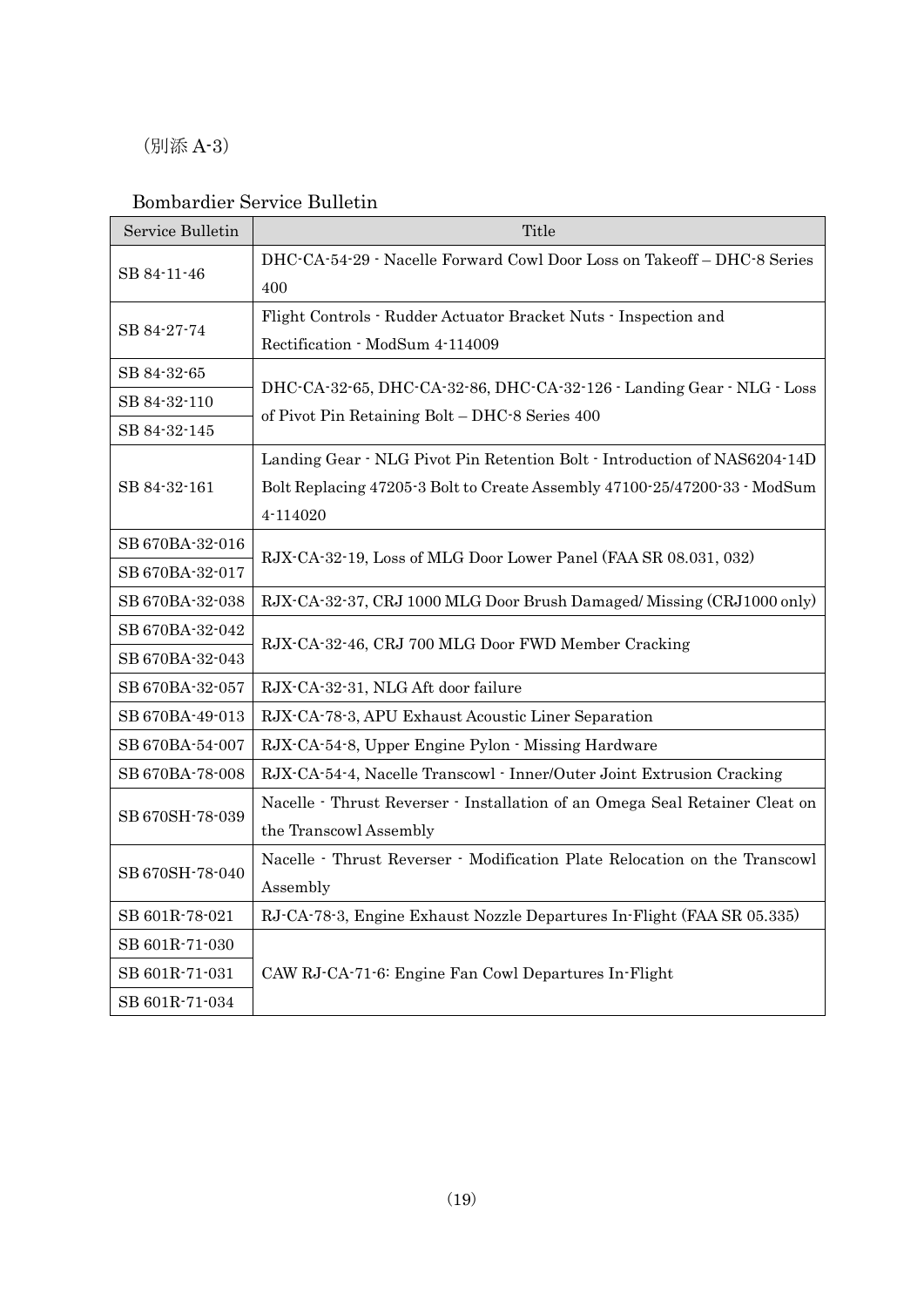（別添 A-3）

Bombardier Service Bulletin

| Service Bulletin | Title |
|---|---|
| SB 84-11-46 | DHC-CA-54-29 - Nacelle Forward Cowl Door Loss on Takeoff – DHC-8 Series 400 |
| SB 84-27-74 | Flight Controls - Rudder Actuator Bracket Nuts - Inspection and Rectification - ModSum 4-114009 |
| SB 84-32-65 | DHC-CA-32-65, DHC-CA-32-86, DHC-CA-32-126 - Landing Gear - NLG - Loss of Pivot Pin Retaining Bolt – DHC-8 Series 400 |
| SB 84-32-110 | |
| SB 84-32-145 | |
| SB 84-32-161 | Landing Gear - NLG Pivot Pin Retention Bolt - Introduction of NAS6204-14D Bolt Replacing 47205-3 Bolt to Create Assembly 47100-25/47200-33 - ModSum 4-114020 |
| SB 670BA-32-016 | RJX-CA-32-19, Loss of MLG Door Lower Panel (FAA SR 08.031, 032) |
| SB 670BA-32-017 | |
| SB 670BA-32-038 | RJX-CA-32-37, CRJ 1000 MLG Door Brush Damaged/ Missing (CRJ1000 only) |
| SB 670BA-32-042 | RJX-CA-32-46, CRJ 700 MLG Door FWD Member Cracking |
| SB 670BA-32-043 | |
| SB 670BA-32-057 | RJX-CA-32-31, NLG Aft door failure |
| SB 670BA-49-013 | RJX-CA-78-3, APU Exhaust Acoustic Liner Separation |
| SB 670BA-54-007 | RJX-CA-54-8, Upper Engine Pylon - Missing Hardware |
| SB 670BA-78-008 | RJX-CA-54-4, Nacelle Transcowl - Inner/Outer Joint Extrusion Cracking |
| SB 670SH-78-039 | Nacelle - Thrust Reverser - Installation of an Omega Seal Retainer Cleat on the Transcowl Assembly |
| SB 670SH-78-040 | Nacelle - Thrust Reverser - Modification Plate Relocation on the Transcowl Assembly |
| SB 601R-78-021 | RJ-CA-78-3, Engine Exhaust Nozzle Departures In-Flight (FAA SR 05.335) |
| SB 601R-71-030 | CAW RJ-CA-71-6: Engine Fan Cowl Departures In-Flight |
| SB 601R-71-031 | |
| SB 601R-71-034 | |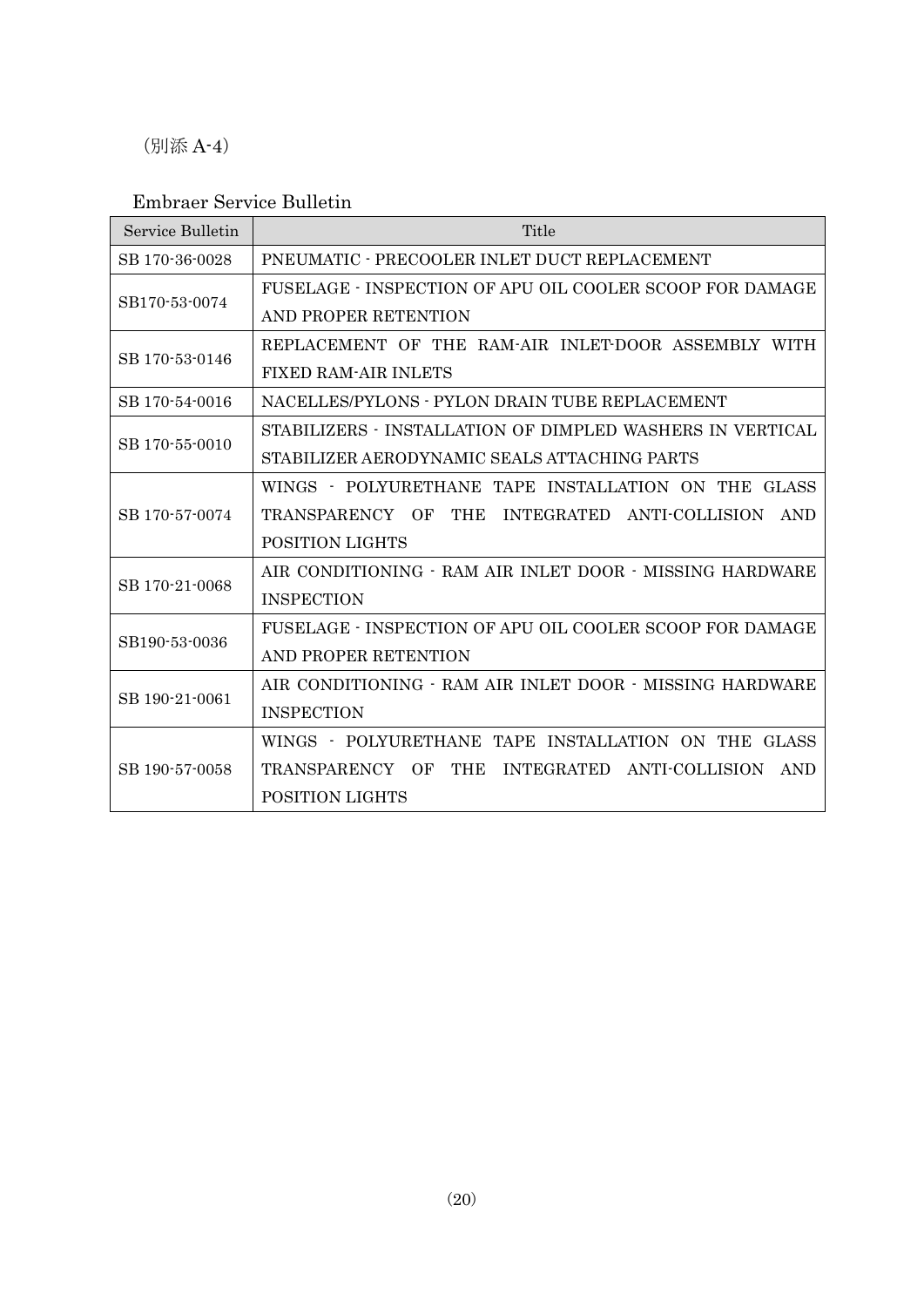（別添 A-4）

Embraer Service Bulletin

| Service Bulletin | Title |
| --- | --- |
| SB 170-36-0028 | PNEUMATIC - PRECOOLER INLET DUCT REPLACEMENT |
| SB170-53-0074 | FUSELAGE - INSPECTION OF APU OIL COOLER SCOOP FOR DAMAGE AND PROPER RETENTION |
| SB 170-53-0146 | REPLACEMENT OF THE RAM-AIR INLET-DOOR ASSEMBLY WITH FIXED RAM-AIR INLETS |
| SB 170-54-0016 | NACELLES/PYLONS - PYLON DRAIN TUBE REPLACEMENT |
| SB 170-55-0010 | STABILIZERS - INSTALLATION OF DIMPLED WASHERS IN VERTICAL STABILIZER AERODYNAMIC SEALS ATTACHING PARTS |
| SB 170-57-0074 | WINGS - POLYURETHANE TAPE INSTALLATION ON THE GLASS TRANSPARENCY OF THE INTEGRATED ANTI-COLLISION AND POSITION LIGHTS |
| SB 170-21-0068 | AIR CONDITIONING - RAM AIR INLET DOOR - MISSING HARDWARE INSPECTION |
| SB190-53-0036 | FUSELAGE - INSPECTION OF APU OIL COOLER SCOOP FOR DAMAGE AND PROPER RETENTION |
| SB 190-21-0061 | AIR CONDITIONING - RAM AIR INLET DOOR - MISSING HARDWARE INSPECTION |
| SB 190-57-0058 | WINGS - POLYURETHANE TAPE INSTALLATION ON THE GLASS TRANSPARENCY OF THE INTEGRATED ANTI-COLLISION AND POSITION LIGHTS |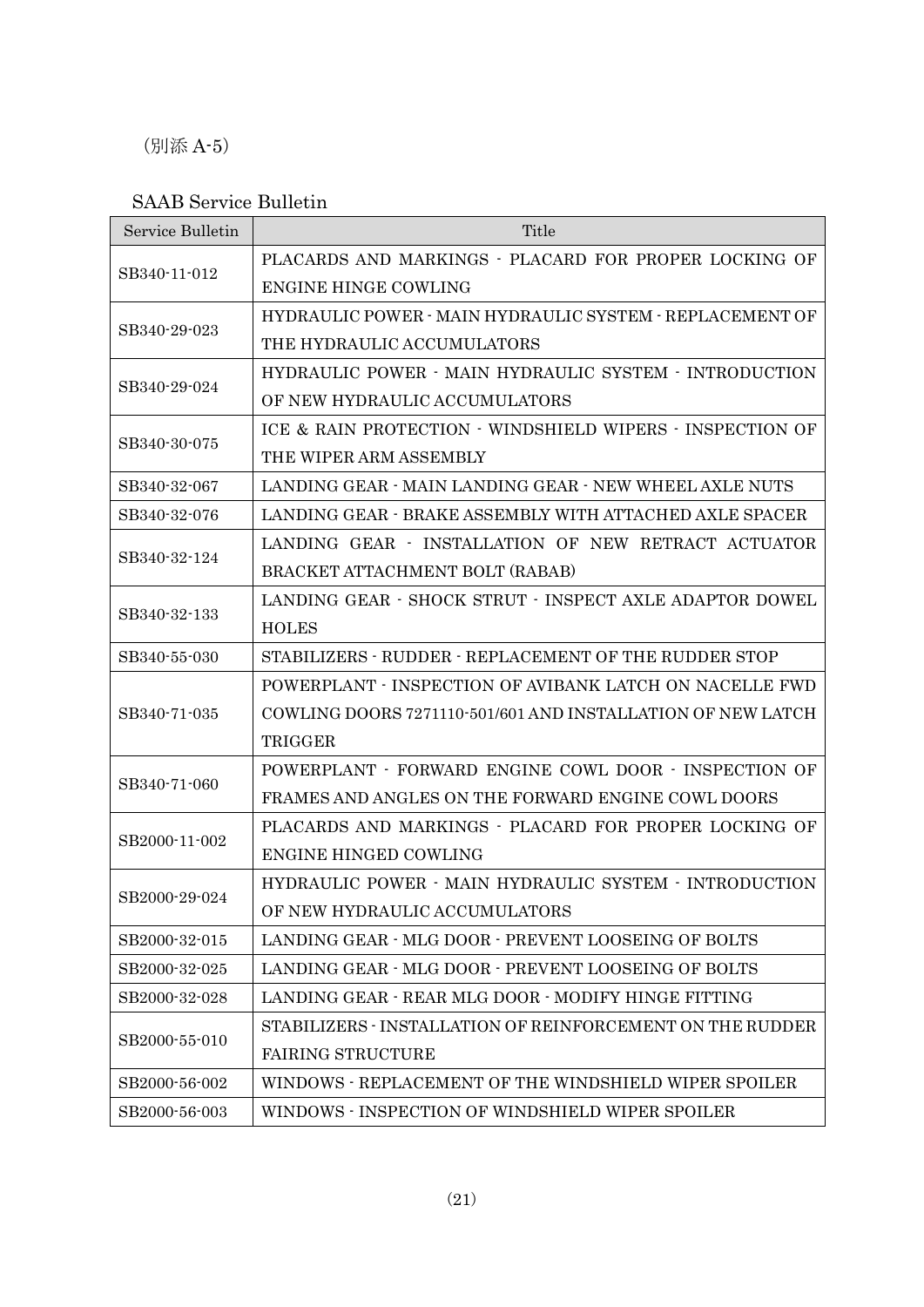（別添 A-5）

SAAB Service Bulletin

| Service Bulletin | Title |
|---|---|
| SB340-11-012 | PLACARDS AND MARKINGS - PLACARD FOR PROPER LOCKING OF ENGINE HINGE COWLING |
| SB340-29-023 | HYDRAULIC POWER - MAIN HYDRAULIC SYSTEM - REPLACEMENT OF THE HYDRAULIC ACCUMULATORS |
| SB340-29-024 | HYDRAULIC POWER - MAIN HYDRAULIC SYSTEM - INTRODUCTION OF NEW HYDRAULIC ACCUMULATORS |
| SB340-30-075 | ICE & RAIN PROTECTION - WINDSHIELD WIPERS - INSPECTION OF THE WIPER ARM ASSEMBLY |
| SB340-32-067 | LANDING GEAR - MAIN LANDING GEAR - NEW WHEEL AXLE NUTS |
| SB340-32-076 | LANDING GEAR - BRAKE ASSEMBLY WITH ATTACHED AXLE SPACER |
| SB340-32-124 | LANDING GEAR - INSTALLATION OF NEW RETRACT ACTUATOR BRACKET ATTACHMENT BOLT (RABAB) |
| SB340-32-133 | LANDING GEAR - SHOCK STRUT - INSPECT AXLE ADAPTOR DOWEL HOLES |
| SB340-55-030 | STABILIZERS - RUDDER - REPLACEMENT OF THE RUDDER STOP |
| SB340-71-035 | POWERPLANT - INSPECTION OF AVIBANK LATCH ON NACELLE FWD COWLING DOORS 7271110-501/601 AND INSTALLATION OF NEW LATCH TRIGGER |
| SB340-71-060 | POWERPLANT - FORWARD ENGINE COWL DOOR - INSPECTION OF FRAMES AND ANGLES ON THE FORWARD ENGINE COWL DOORS |
| SB2000-11-002 | PLACARDS AND MARKINGS - PLACARD FOR PROPER LOCKING OF ENGINE HINGED COWLING |
| SB2000-29-024 | HYDRAULIC POWER - MAIN HYDRAULIC SYSTEM - INTRODUCTION OF NEW HYDRAULIC ACCUMULATORS |
| SB2000-32-015 | LANDING GEAR - MLG DOOR - PREVENT LOOSEING OF BOLTS |
| SB2000-32-025 | LANDING GEAR - MLG DOOR - PREVENT LOOSEING OF BOLTS |
| SB2000-32-028 | LANDING GEAR - REAR MLG DOOR - MODIFY HINGE FITTING |
| SB2000-55-010 | STABILIZERS - INSTALLATION OF REINFORCEMENT ON THE RUDDER FAIRING STRUCTURE |
| SB2000-56-002 | WINDOWS - REPLACEMENT OF THE WINDSHIELD WIPER SPOILER |
| SB2000-56-003 | WINDOWS - INSPECTION OF WINDSHIELD WIPER SPOILER |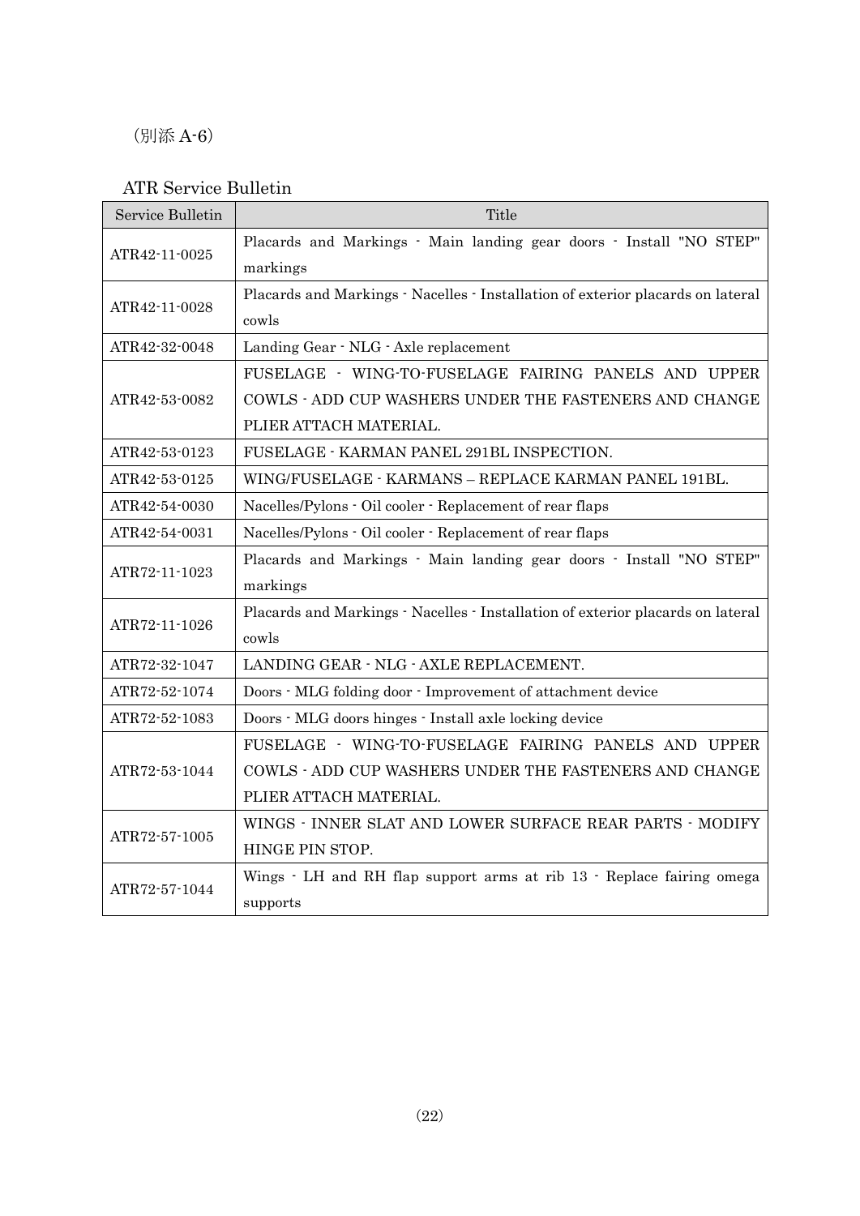（別添 A-6）

ATR Service Bulletin

| Service Bulletin | Title |
|---|---|
| ATR42-11-0025 | Placards and Markings - Main landing gear doors - Install "NO STEP" markings |
| ATR42-11-0028 | Placards and Markings - Nacelles - Installation of exterior placards on lateral cowls |
| ATR42-32-0048 | Landing Gear - NLG - Axle replacement |
| ATR42-53-0082 | FUSELAGE - WING-TO-FUSELAGE FAIRING PANELS AND UPPER COWLS - ADD CUP WASHERS UNDER THE FASTENERS AND CHANGE PLIER ATTACH MATERIAL. |
| ATR42-53-0123 | FUSELAGE - KARMAN PANEL 291BL INSPECTION. |
| ATR42-53-0125 | WING/FUSELAGE - KARMANS – REPLACE KARMAN PANEL 191BL. |
| ATR42-54-0030 | Nacelles/Pylons - Oil cooler - Replacement of rear flaps |
| ATR42-54-0031 | Nacelles/Pylons - Oil cooler - Replacement of rear flaps |
| ATR72-11-1023 | Placards and Markings - Main landing gear doors - Install "NO STEP" markings |
| ATR72-11-1026 | Placards and Markings - Nacelles - Installation of exterior placards on lateral cowls |
| ATR72-32-1047 | LANDING GEAR - NLG - AXLE REPLACEMENT. |
| ATR72-52-1074 | Doors - MLG folding door - Improvement of attachment device |
| ATR72-52-1083 | Doors - MLG doors hinges - Install axle locking device |
| ATR72-53-1044 | FUSELAGE - WING-TO-FUSELAGE FAIRING PANELS AND UPPER COWLS - ADD CUP WASHERS UNDER THE FASTENERS AND CHANGE PLIER ATTACH MATERIAL. |
| ATR72-57-1005 | WINGS - INNER SLAT AND LOWER SURFACE REAR PARTS - MODIFY HINGE PIN STOP. |
| ATR72-57-1044 | Wings - LH and RH flap support arms at rib 13 - Replace fairing omega supports |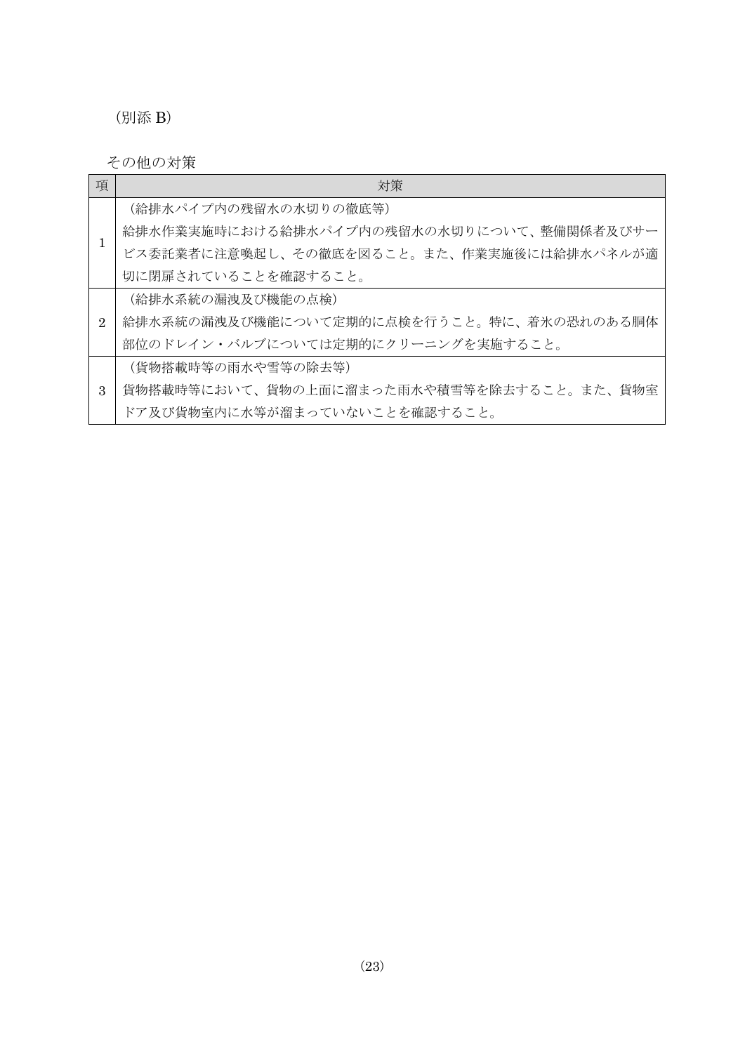（別添 B）

その他の対策

| 項 | 対策 |
| --- | --- |
| 1 | （給排水パイプ内の残留水の水切りの徹底等）<br>給排水作業実施時における給排水パイプ内の残留水の水切りについて、整備関係者及びサービス委託業者に注意喚起し、その徹底を図ること。また、作業実施後には給排水パネルが適切に閉扉されていることを確認すること。 |
| 2 | （給排水系統の漏洩及び機能の点検）<br>給排水系統の漏洩及び機能について定期的に点検を行うこと。特に、着氷の恐れのある胴体部位のドレイン・バルブについては定期的にクリーニングを実施すること。 |
| 3 | （貨物搭載時等の雨水や雪等の除去等）<br>貨物搭載時等において、貨物の上面に溜まった雨水や積雪等を除去すること。また、貨物室ドア及び貨物室内に水等が溜まっていないことを確認すること。 |